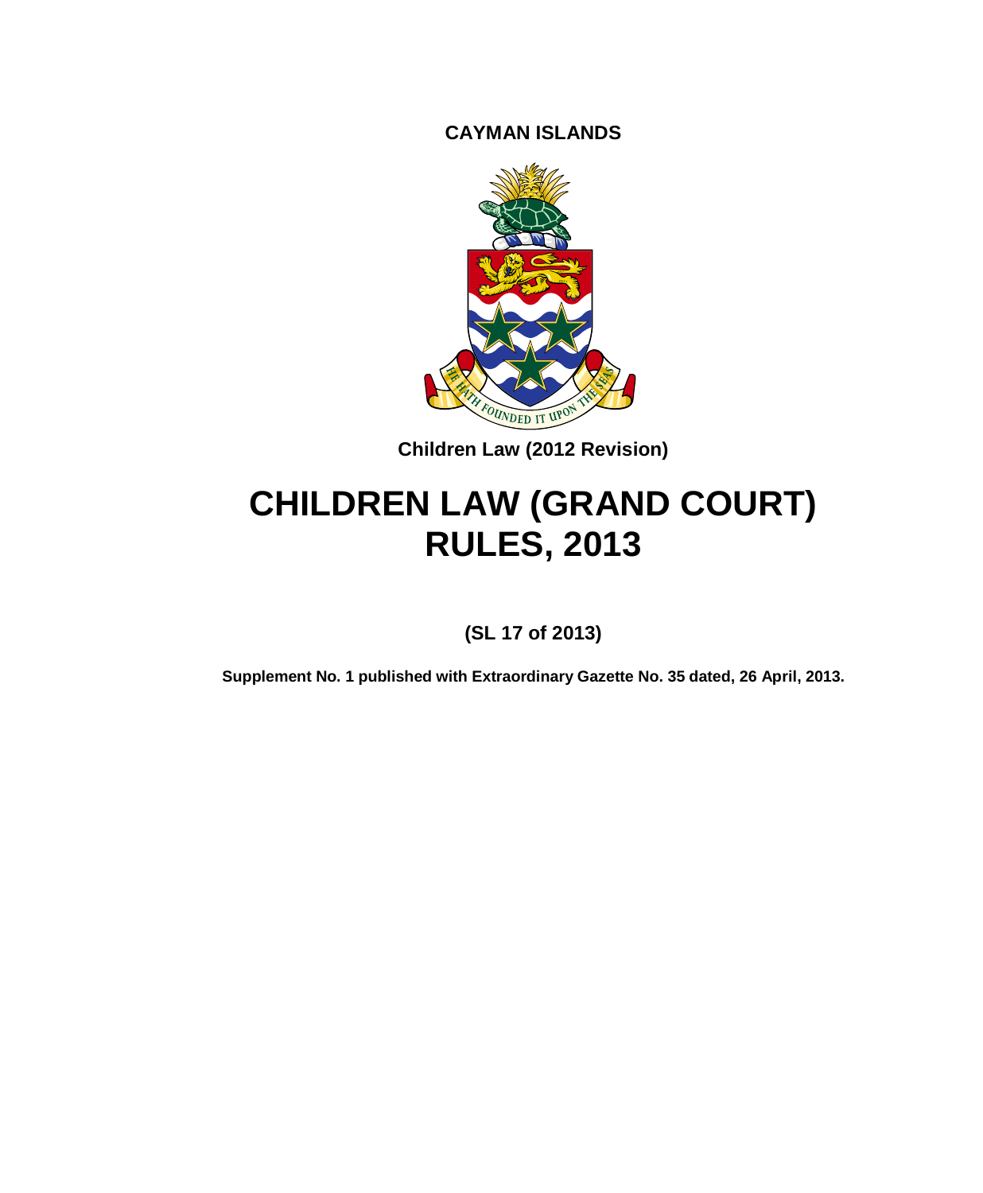**CAYMAN ISLANDS**

**Children Law (2012 Revision)**

# CHILDREN LAW (GRAND COURT) RULES, 2013

**(SL 17 of 2013)**

**Supplement No. 1 published with Extraordinary Gazette No. 35 dated, 26 April, 2013.**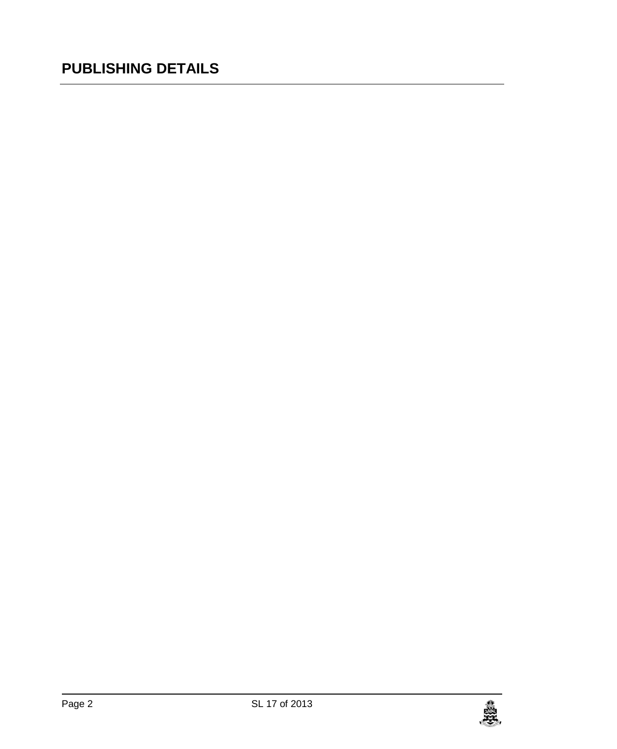# PUBLISHING DETAILS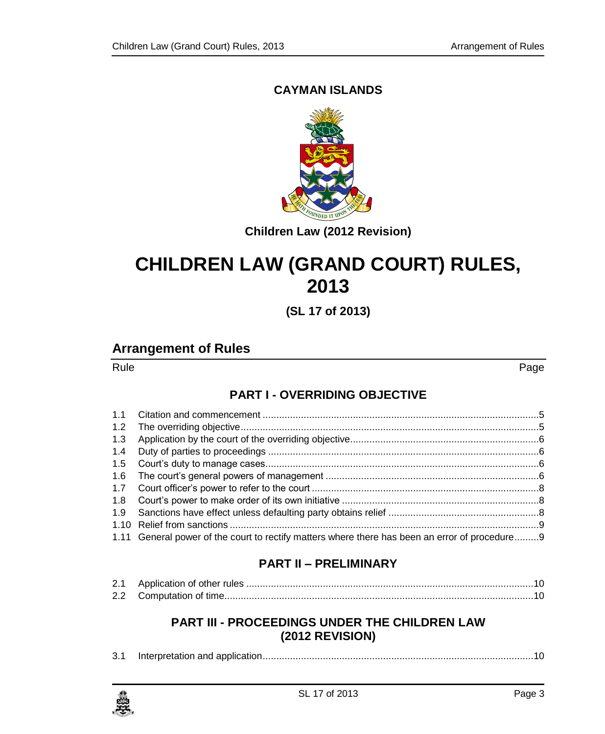**CAYMAN ISLANDS**

**Children Law (2012 Revision)**

# CHILDREN LAW (GRAND COURT) RULES, 2013

**(SL 17 of 2013)**

## Arrangement of Rules

| Rule | | Page |
|---|---|---|

### PART I - OVERRIDING OBJECTIVE

| | | |
|---|---|---|
| 1.1 | Citation and commencement | 5 |
| 1.2 | The overriding objective | 5 |
| 1.3 | Application by the court of the overriding objective | 6 |
| 1.4 | Duty of parties to proceedings | 6 |
| 1.5 | Court's duty to manage cases | 6 |
| 1.6 | The court's general powers of management | 6 |
| 1.7 | Court officer's power to refer to the court | 8 |
| 1.8 | Court's power to make order of its own initiative | 8 |
| 1.9 | Sanctions have effect unless defaulting party obtains relief | 8 |
| 1.10 | Relief from sanctions | 9 |
| 1.11 | General power of the court to rectify matters where there has been an error of procedure | 9 |

### PART II – PRELIMINARY

| | | |
|---|---|---|
| 2.1 | Application of other rules | 10 |
| 2.2 | Computation of time | 10 |

### PART III - PROCEEDINGS UNDER THE CHILDREN LAW (2012 REVISION)

| | | |
|---|---|---|
| 3.1 | Interpretation and application | 10 |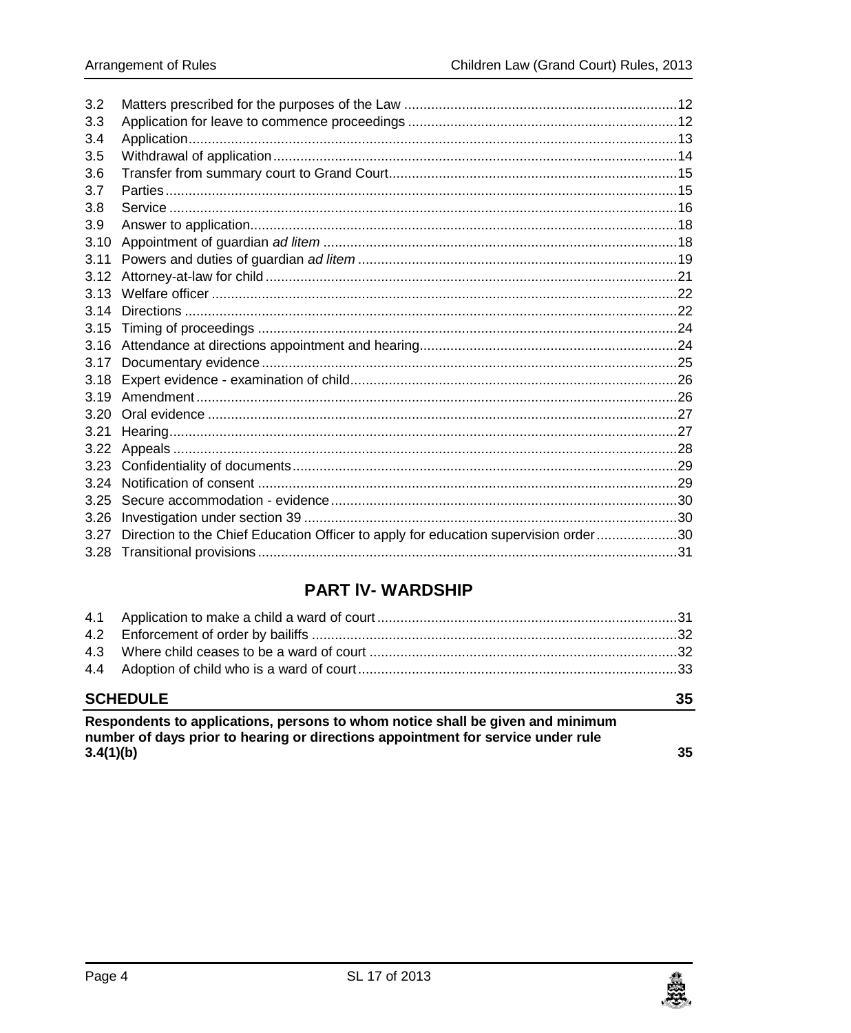| | | |
|---|---|---|
| 3.2 | Matters prescribed for the purposes of the Law | 12 |
| 3.3 | Application for leave to commence proceedings | 12 |
| 3.4 | Application | 13 |
| 3.5 | Withdrawal of application | 14 |
| 3.6 | Transfer from summary court to Grand Court | 15 |
| 3.7 | Parties | 15 |
| 3.8 | Service | 16 |
| 3.9 | Answer to application | 18 |
| 3.10 | Appointment of guardian *ad litem* | 18 |
| 3.11 | Powers and duties of guardian *ad litem* | 19 |
| 3.12 | Attorney-at-law for child | 21 |
| 3.13 | Welfare officer | 22 |
| 3.14 | Directions | 22 |
| 3.15 | Timing of proceedings | 24 |
| 3.16 | Attendance at directions appointment and hearing | 24 |
| 3.17 | Documentary evidence | 25 |
| 3.18 | Expert evidence - examination of child | 26 |
| 3.19 | Amendment | 26 |
| 3.20 | Oral evidence | 27 |
| 3.21 | Hearing | 27 |
| 3.22 | Appeals | 28 |
| 3.23 | Confidentiality of documents | 29 |
| 3.24 | Notification of consent | 29 |
| 3.25 | Secure accommodation - evidence | 30 |
| 3.26 | Investigation under section 39 | 30 |
| 3.27 | Direction to the Chief Education Officer to apply for education supervision order | 30 |
| 3.28 | Transitional provisions | 31 |

## PART lV- WARDSHIP

| | | |
|---|---|---|
| 4.1 | Application to make a child a ward of court | 31 |
| 4.2 | Enforcement of order by bailiffs | 32 |
| 4.3 | Where child ceases to be a ward of court | 32 |
| 4.4 | Adoption of child who is a ward of court | 33 |

**SCHEDULE** 35

**Respondents to applications, persons to whom notice shall be given and minimum number of days prior to hearing or directions appointment for service under rule 3.4(1)(b)** 35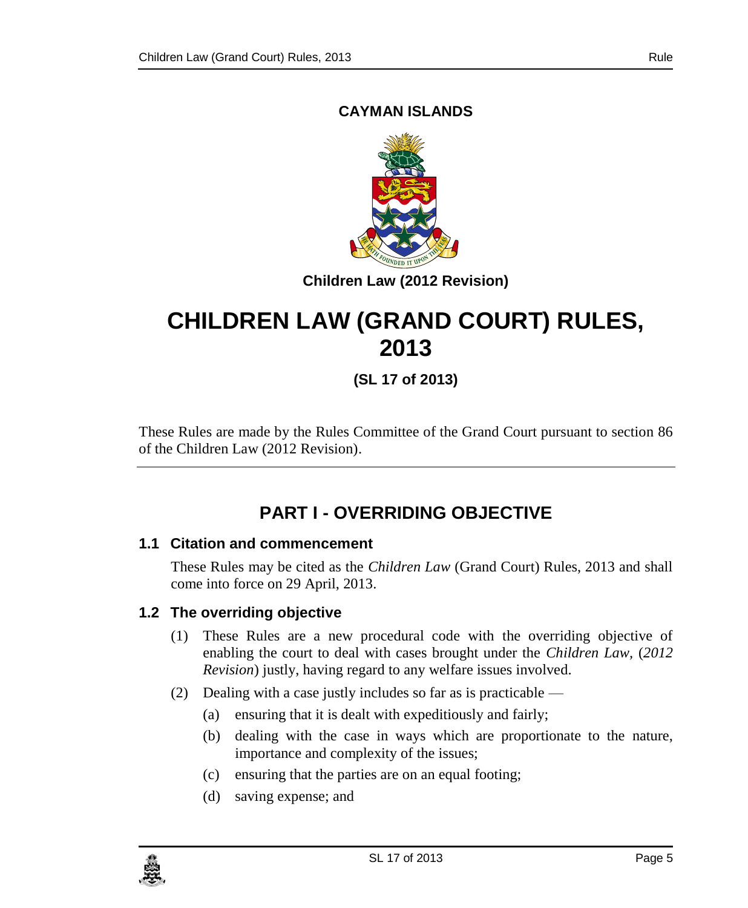**CAYMAN ISLANDS**

**Children Law (2012 Revision)**

# CHILDREN LAW (GRAND COURT) RULES, 2013

**(SL 17 of 2013)**

These Rules are made by the Rules Committee of the Grand Court pursuant to section 86 of the Children Law (2012 Revision).

## PART I - OVERRIDING OBJECTIVE

### 1.1 Citation and commencement

These Rules may be cited as the *Children Law* (Grand Court) Rules, 2013 and shall come into force on 29 April, 2013.

### 1.2 The overriding objective

(1) These Rules are a new procedural code with the overriding objective of enabling the court to deal with cases brought under the *Children Law*, (*2012 Revision*) justly, having regard to any welfare issues involved.

(2) Dealing with a case justly includes so far as is practicable —

(a) ensuring that it is dealt with expeditiously and fairly;

(b) dealing with the case in ways which are proportionate to the nature, importance and complexity of the issues;

(c) ensuring that the parties are on an equal footing;

(d) saving expense; and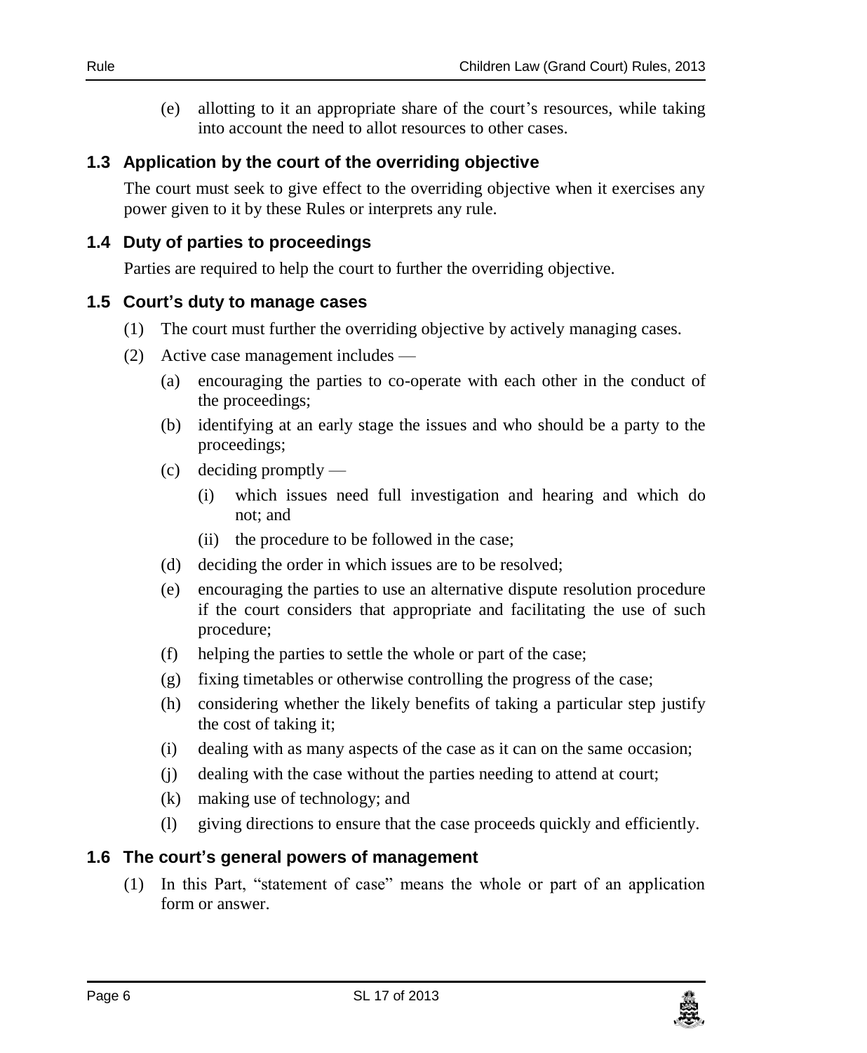(e) allotting to it an appropriate share of the court's resources, while taking into account the need to allot resources to other cases.

### 1.3 Application by the court of the overriding objective

The court must seek to give effect to the overriding objective when it exercises any power given to it by these Rules or interprets any rule.

### 1.4 Duty of parties to proceedings

Parties are required to help the court to further the overriding objective.

### 1.5 Court's duty to manage cases

(1) The court must further the overriding objective by actively managing cases.

(2) Active case management includes —

(a) encouraging the parties to co-operate with each other in the conduct of the proceedings;

(b) identifying at an early stage the issues and who should be a party to the proceedings;

(c) deciding promptly —

(i) which issues need full investigation and hearing and which do not; and

(ii) the procedure to be followed in the case;

(d) deciding the order in which issues are to be resolved;

(e) encouraging the parties to use an alternative dispute resolution procedure if the court considers that appropriate and facilitating the use of such procedure;

(f) helping the parties to settle the whole or part of the case;

(g) fixing timetables or otherwise controlling the progress of the case;

(h) considering whether the likely benefits of taking a particular step justify the cost of taking it;

(i) dealing with as many aspects of the case as it can on the same occasion;

(j) dealing with the case without the parties needing to attend at court;

(k) making use of technology; and

(l) giving directions to ensure that the case proceeds quickly and efficiently.

### 1.6 The court's general powers of management

(1) In this Part, "statement of case" means the whole or part of an application form or answer.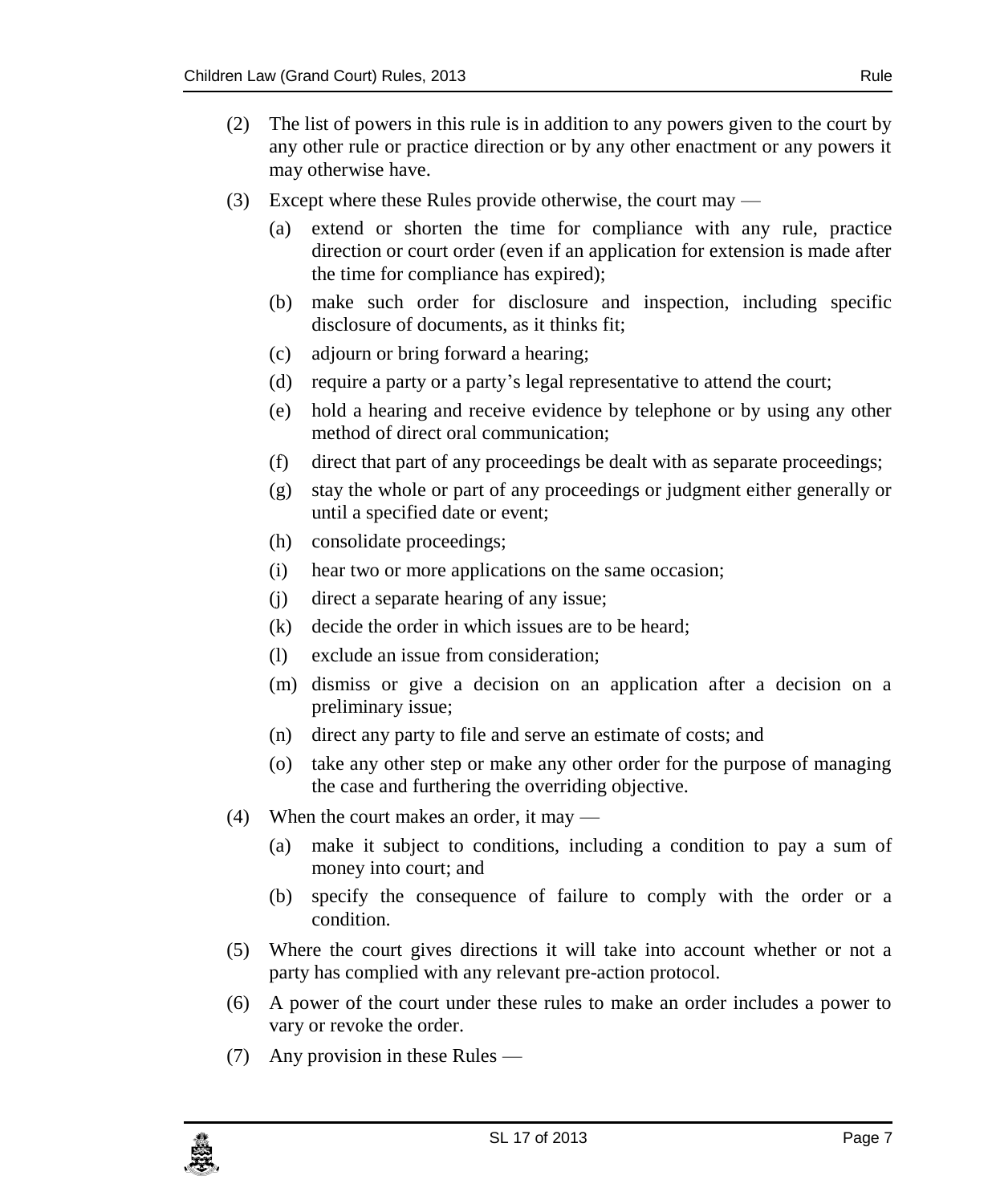(2) The list of powers in this rule is in addition to any powers given to the court by any other rule or practice direction or by any other enactment or any powers it may otherwise have.

(3) Except where these Rules provide otherwise, the court may —

- (a) extend or shorten the time for compliance with any rule, practice direction or court order (even if an application for extension is made after the time for compliance has expired);
- (b) make such order for disclosure and inspection, including specific disclosure of documents, as it thinks fit;
- (c) adjourn or bring forward a hearing;
- (d) require a party or a party's legal representative to attend the court;
- (e) hold a hearing and receive evidence by telephone or by using any other method of direct oral communication;
- (f) direct that part of any proceedings be dealt with as separate proceedings;
- (g) stay the whole or part of any proceedings or judgment either generally or until a specified date or event;
- (h) consolidate proceedings;
- (i) hear two or more applications on the same occasion;
- (j) direct a separate hearing of any issue;
- (k) decide the order in which issues are to be heard;
- (l) exclude an issue from consideration;
- (m) dismiss or give a decision on an application after a decision on a preliminary issue;
- (n) direct any party to file and serve an estimate of costs; and
- (o) take any other step or make any other order for the purpose of managing the case and furthering the overriding objective.

(4) When the court makes an order, it may —

- (a) make it subject to conditions, including a condition to pay a sum of money into court; and
- (b) specify the consequence of failure to comply with the order or a condition.

(5) Where the court gives directions it will take into account whether or not a party has complied with any relevant pre-action protocol.

(6) A power of the court under these rules to make an order includes a power to vary or revoke the order.

(7) Any provision in these Rules —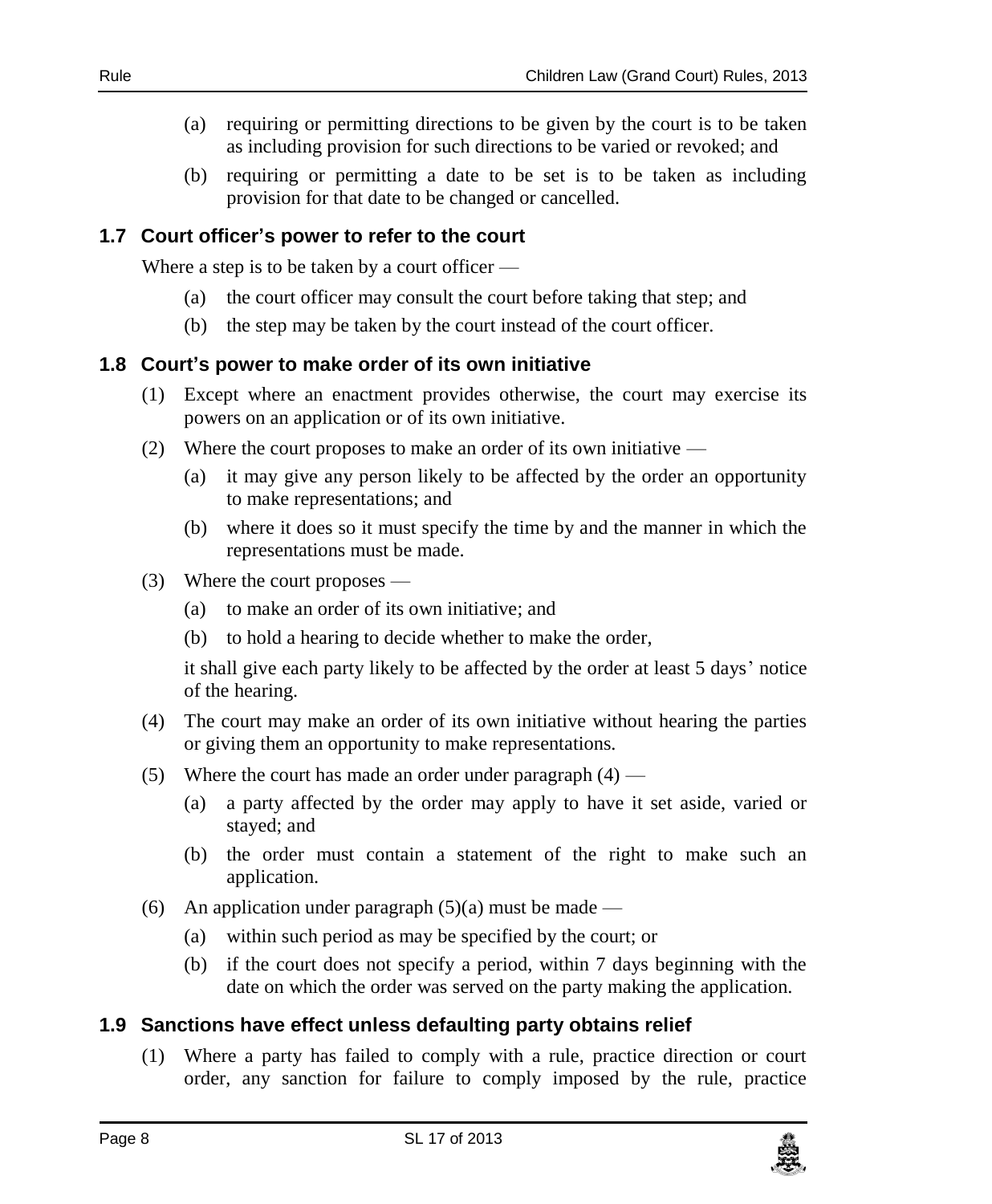(a) requiring or permitting directions to be given by the court is to be taken as including provision for such directions to be varied or revoked; and

(b) requiring or permitting a date to be set is to be taken as including provision for that date to be changed or cancelled.

### 1.7 Court officer's power to refer to the court

Where a step is to be taken by a court officer —

(a) the court officer may consult the court before taking that step; and

(b) the step may be taken by the court instead of the court officer.

### 1.8 Court's power to make order of its own initiative

(1) Except where an enactment provides otherwise, the court may exercise its powers on an application or of its own initiative.

(2) Where the court proposes to make an order of its own initiative —

(a) it may give any person likely to be affected by the order an opportunity to make representations; and

(b) where it does so it must specify the time by and the manner in which the representations must be made.

(3) Where the court proposes —

(a) to make an order of its own initiative; and

(b) to hold a hearing to decide whether to make the order,

it shall give each party likely to be affected by the order at least 5 days' notice of the hearing.

(4) The court may make an order of its own initiative without hearing the parties or giving them an opportunity to make representations.

(5) Where the court has made an order under paragraph (4) —

(a) a party affected by the order may apply to have it set aside, varied or stayed; and

(b) the order must contain a statement of the right to make such an application.

(6) An application under paragraph (5)(a) must be made —

(a) within such period as may be specified by the court; or

(b) if the court does not specify a period, within 7 days beginning with the date on which the order was served on the party making the application.

### 1.9 Sanctions have effect unless defaulting party obtains relief

(1) Where a party has failed to comply with a rule, practice direction or court order, any sanction for failure to comply imposed by the rule, practice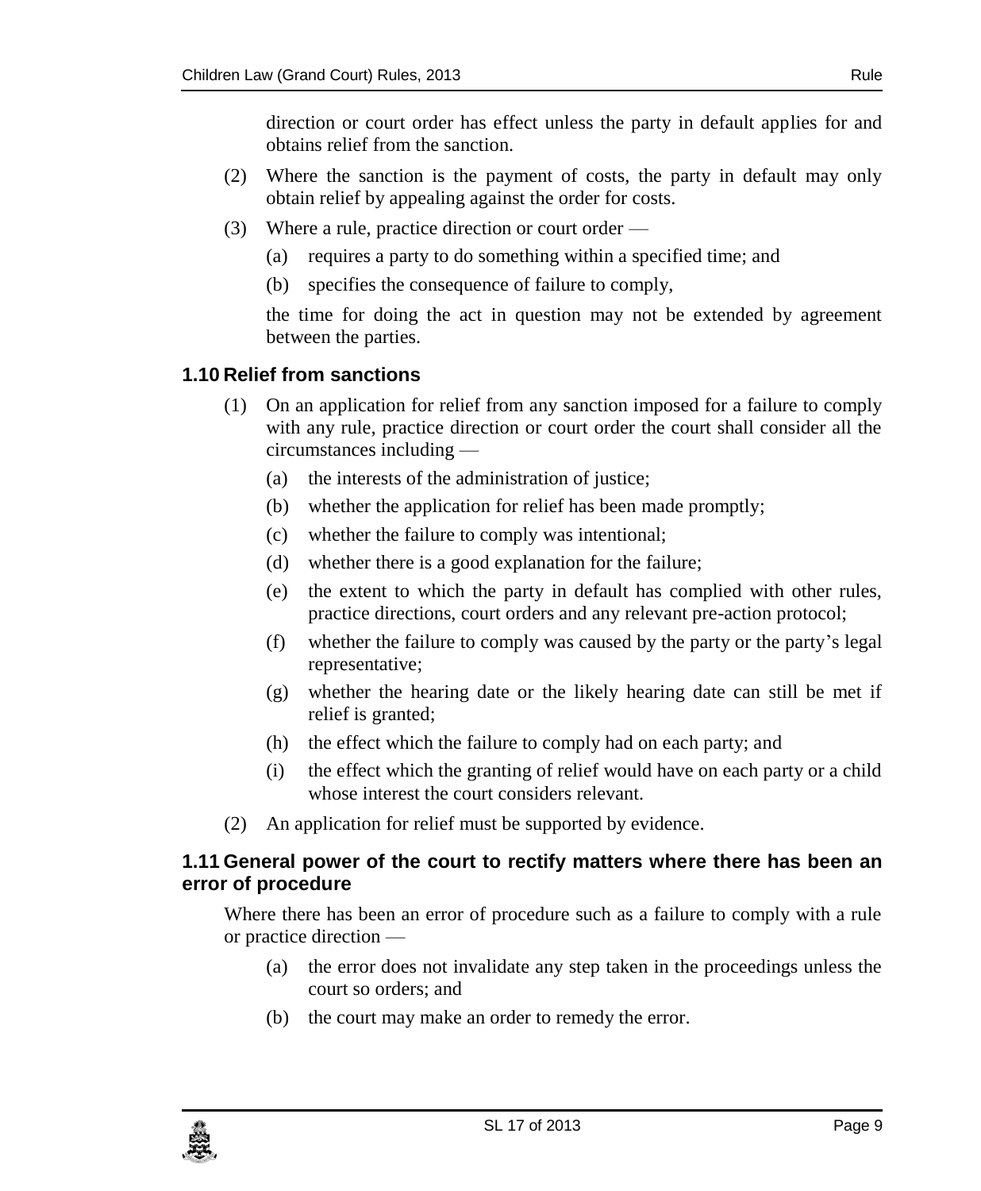direction or court order has effect unless the party in default applies for and obtains relief from the sanction.

(2) Where the sanction is the payment of costs, the party in default may only obtain relief by appealing against the order for costs.

(3) Where a rule, practice direction or court order —

(a) requires a party to do something within a specified time; and

(b) specifies the consequence of failure to comply,

the time for doing the act in question may not be extended by agreement between the parties.

### 1.10 Relief from sanctions

(1) On an application for relief from any sanction imposed for a failure to comply with any rule, practice direction or court order the court shall consider all the circumstances including —

(a) the interests of the administration of justice;

(b) whether the application for relief has been made promptly;

(c) whether the failure to comply was intentional;

(d) whether there is a good explanation for the failure;

(e) the extent to which the party in default has complied with other rules, practice directions, court orders and any relevant pre-action protocol;

(f) whether the failure to comply was caused by the party or the party's legal representative;

(g) whether the hearing date or the likely hearing date can still be met if relief is granted;

(h) the effect which the failure to comply had on each party; and

(i) the effect which the granting of relief would have on each party or a child whose interest the court considers relevant.

(2) An application for relief must be supported by evidence.

### 1.11 General power of the court to rectify matters where there has been an error of procedure

Where there has been an error of procedure such as a failure to comply with a rule or practice direction —

(a) the error does not invalidate any step taken in the proceedings unless the court so orders; and

(b) the court may make an order to remedy the error.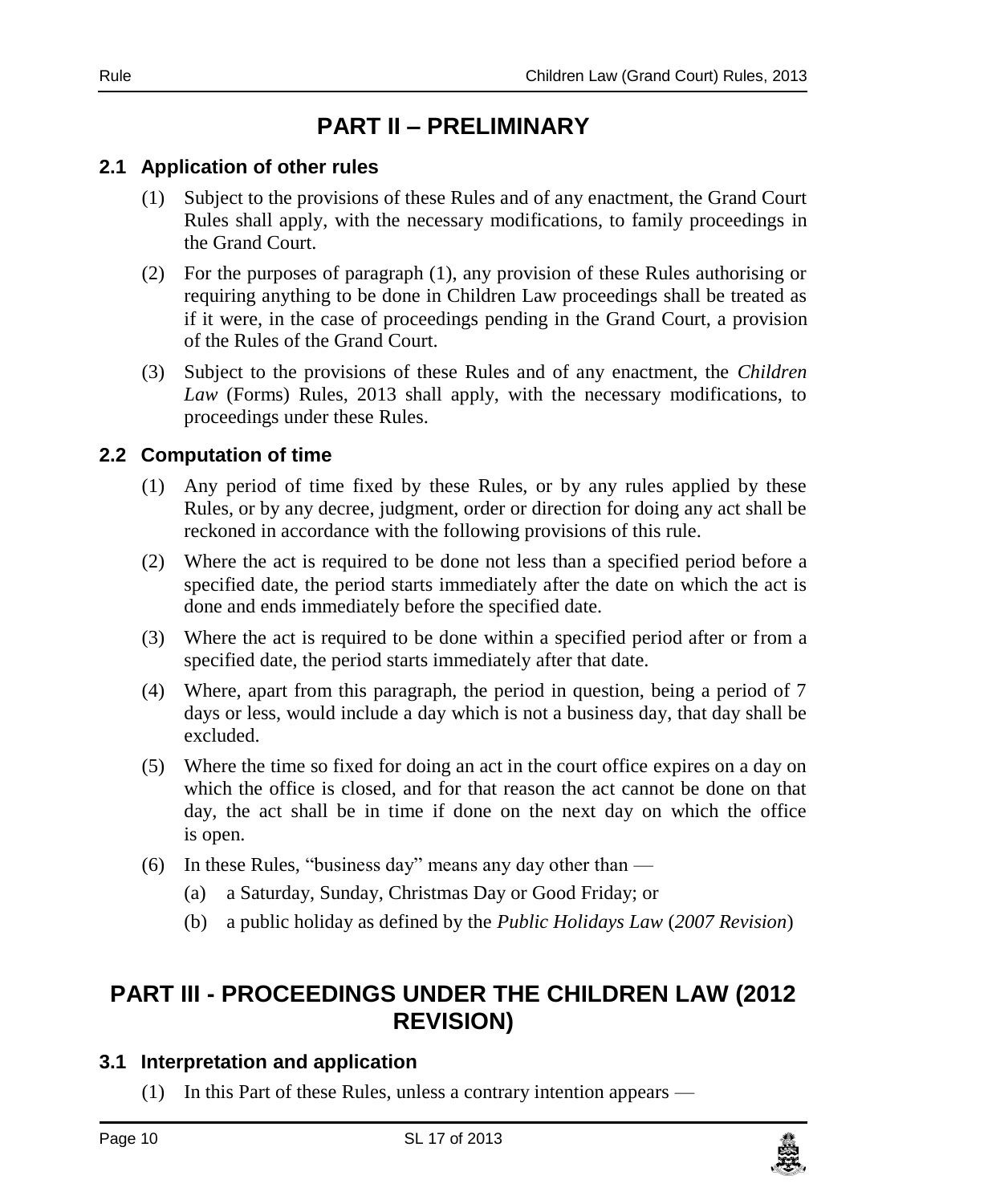# PART II – PRELIMINARY

### 2.1 Application of other rules

(1) Subject to the provisions of these Rules and of any enactment, the Grand Court Rules shall apply, with the necessary modifications, to family proceedings in the Grand Court.

(2) For the purposes of paragraph (1), any provision of these Rules authorising or requiring anything to be done in Children Law proceedings shall be treated as if it were, in the case of proceedings pending in the Grand Court, a provision of the Rules of the Grand Court.

(3) Subject to the provisions of these Rules and of any enactment, the *Children Law* (Forms) Rules, 2013 shall apply, with the necessary modifications, to proceedings under these Rules.

### 2.2 Computation of time

(1) Any period of time fixed by these Rules, or by any rules applied by these Rules, or by any decree, judgment, order or direction for doing any act shall be reckoned in accordance with the following provisions of this rule.

(2) Where the act is required to be done not less than a specified period before a specified date, the period starts immediately after the date on which the act is done and ends immediately before the specified date.

(3) Where the act is required to be done within a specified period after or from a specified date, the period starts immediately after that date.

(4) Where, apart from this paragraph, the period in question, being a period of 7 days or less, would include a day which is not a business day, that day shall be excluded.

(5) Where the time so fixed for doing an act in the court office expires on a day on which the office is closed, and for that reason the act cannot be done on that day, the act shall be in time if done on the next day on which the office is open.

(6) In these Rules, "business day" means any day other than —

(a) a Saturday, Sunday, Christmas Day or Good Friday; or

(b) a public holiday as defined by the *Public Holidays Law* (*2007 Revision*)

# PART III - PROCEEDINGS UNDER THE CHILDREN LAW (2012 REVISION)

### 3.1 Interpretation and application

(1) In this Part of these Rules, unless a contrary intention appears —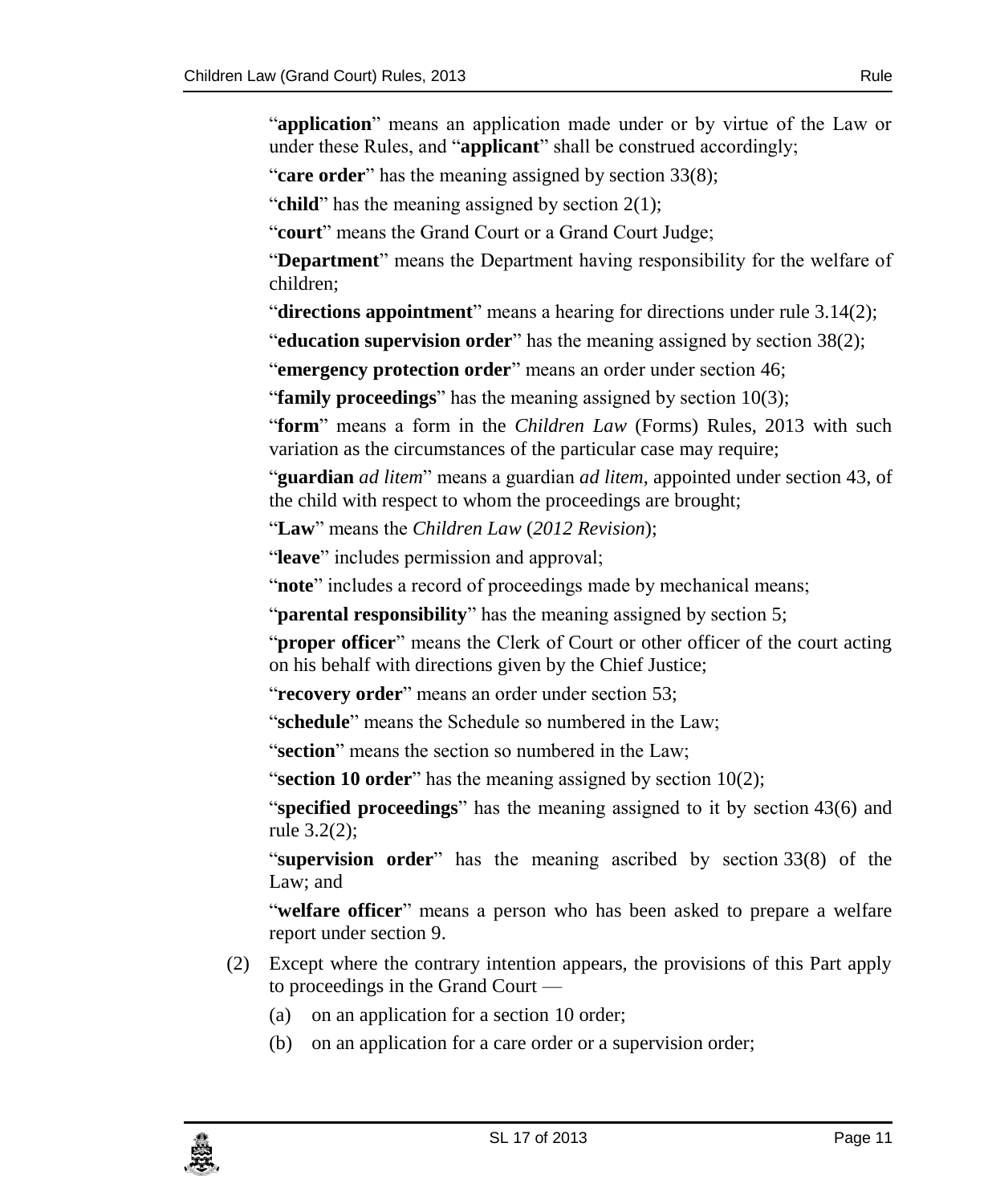"**application**" means an application made under or by virtue of the Law or under these Rules, and "**applicant**" shall be construed accordingly;

"**care order**" has the meaning assigned by section 33(8);

"**child**" has the meaning assigned by section 2(1);

"**court**" means the Grand Court or a Grand Court Judge;

"**Department**" means the Department having responsibility for the welfare of children;

"**directions appointment**" means a hearing for directions under rule 3.14(2);

"**education supervision order**" has the meaning assigned by section 38(2);

"**emergency protection order**" means an order under section 46;

"**family proceedings**" has the meaning assigned by section 10(3);

"**form**" means a form in the *Children Law* (Forms) Rules, 2013 with such variation as the circumstances of the particular case may require;

"**guardian** *ad litem*" means a guardian *ad litem*, appointed under section 43, of the child with respect to whom the proceedings are brought;

"**Law**" means the *Children Law* (*2012 Revision*);

"**leave**" includes permission and approval;

"**note**" includes a record of proceedings made by mechanical means;

"**parental responsibility**" has the meaning assigned by section 5;

"**proper officer**" means the Clerk of Court or other officer of the court acting on his behalf with directions given by the Chief Justice;

"**recovery order**" means an order under section 53;

"**schedule**" means the Schedule so numbered in the Law;

"**section**" means the section so numbered in the Law;

"**section 10 order**" has the meaning assigned by section 10(2);

"**specified proceedings**" has the meaning assigned to it by section 43(6) and rule 3.2(2);

"**supervision order**" has the meaning ascribed by section 33(8) of the Law; and

"**welfare officer**" means a person who has been asked to prepare a welfare report under section 9.

(2) Except where the contrary intention appears, the provisions of this Part apply to proceedings in the Grand Court —

(a) on an application for a section 10 order;

(b) on an application for a care order or a supervision order;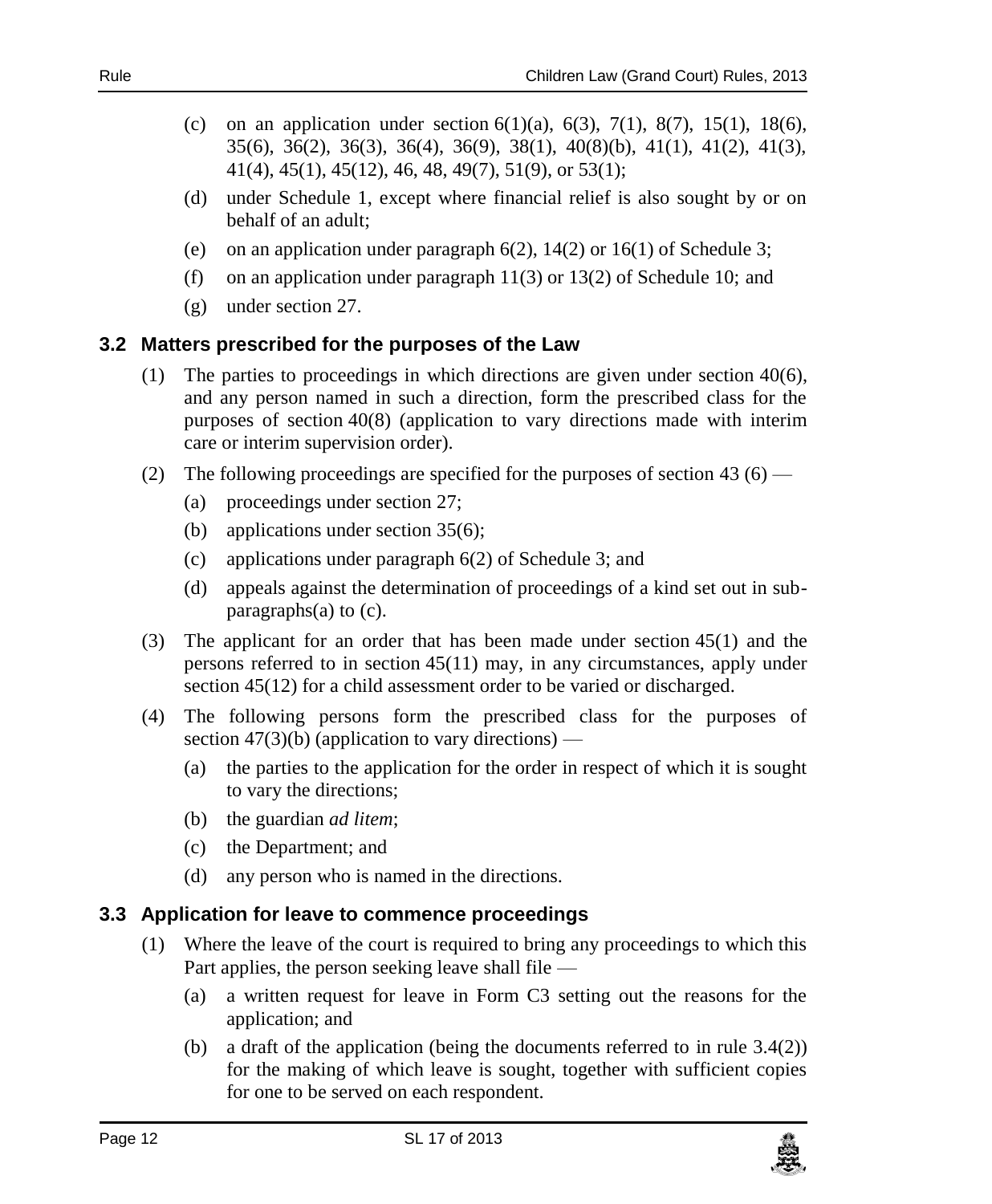(c) on an application under section 6(1)(a), 6(3), 7(1), 8(7), 15(1), 18(6), 35(6), 36(2), 36(3), 36(4), 36(9), 38(1), 40(8)(b), 41(1), 41(2), 41(3), 41(4), 45(1), 45(12), 46, 48, 49(7), 51(9), or 53(1);

(d) under Schedule 1, except where financial relief is also sought by or on behalf of an adult;

(e) on an application under paragraph 6(2), 14(2) or 16(1) of Schedule 3;

(f) on an application under paragraph 11(3) or 13(2) of Schedule 10; and

(g) under section 27.

### 3.2 Matters prescribed for the purposes of the Law

(1) The parties to proceedings in which directions are given under section 40(6), and any person named in such a direction, form the prescribed class for the purposes of section 40(8) (application to vary directions made with interim care or interim supervision order).

(2) The following proceedings are specified for the purposes of section 43 (6) —

(a) proceedings under section 27;

(b) applications under section 35(6);

(c) applications under paragraph 6(2) of Schedule 3; and

(d) appeals against the determination of proceedings of a kind set out in sub-paragraphs(a) to (c).

(3) The applicant for an order that has been made under section 45(1) and the persons referred to in section 45(11) may, in any circumstances, apply under section 45(12) for a child assessment order to be varied or discharged.

(4) The following persons form the prescribed class for the purposes of section 47(3)(b) (application to vary directions) —

(a) the parties to the application for the order in respect of which it is sought to vary the directions;

(b) the guardian *ad litem*;

(c) the Department; and

(d) any person who is named in the directions.

### 3.3 Application for leave to commence proceedings

(1) Where the leave of the court is required to bring any proceedings to which this Part applies, the person seeking leave shall file —

(a) a written request for leave in Form C3 setting out the reasons for the application; and

(b) a draft of the application (being the documents referred to in rule 3.4(2)) for the making of which leave is sought, together with sufficient copies for one to be served on each respondent.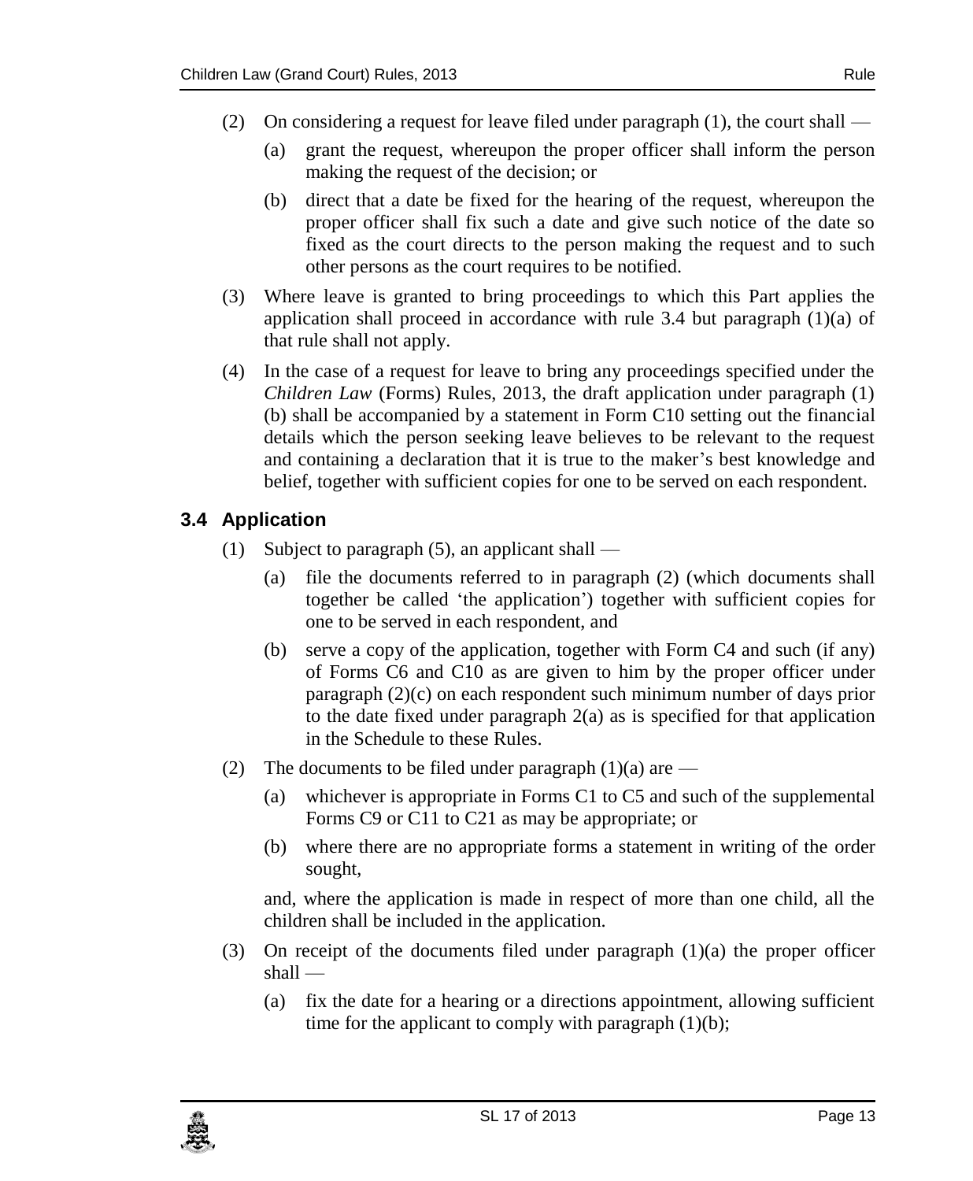(2) On considering a request for leave filed under paragraph (1), the court shall —

   (a) grant the request, whereupon the proper officer shall inform the person making the request of the decision; or

   (b) direct that a date be fixed for the hearing of the request, whereupon the proper officer shall fix such a date and give such notice of the date so fixed as the court directs to the person making the request and to such other persons as the court requires to be notified.

(3) Where leave is granted to bring proceedings to which this Part applies the application shall proceed in accordance with rule 3.4 but paragraph (1)(a) of that rule shall not apply.

(4) In the case of a request for leave to bring any proceedings specified under the *Children Law* (Forms) Rules, 2013, the draft application under paragraph (1) (b) shall be accompanied by a statement in Form C10 setting out the financial details which the person seeking leave believes to be relevant to the request and containing a declaration that it is true to the maker's best knowledge and belief, together with sufficient copies for one to be served on each respondent.

### 3.4 Application

(1) Subject to paragraph (5), an applicant shall —

   (a) file the documents referred to in paragraph (2) (which documents shall together be called 'the application') together with sufficient copies for one to be served in each respondent, and

   (b) serve a copy of the application, together with Form C4 and such (if any) of Forms C6 and C10 as are given to him by the proper officer under paragraph (2)(c) on each respondent such minimum number of days prior to the date fixed under paragraph 2(a) as is specified for that application in the Schedule to these Rules.

(2) The documents to be filed under paragraph (1)(a) are —

   (a) whichever is appropriate in Forms C1 to C5 and such of the supplemental Forms C9 or C11 to C21 as may be appropriate; or

   (b) where there are no appropriate forms a statement in writing of the order sought,

   and, where the application is made in respect of more than one child, all the children shall be included in the application.

(3) On receipt of the documents filed under paragraph (1)(a) the proper officer shall —

   (a) fix the date for a hearing or a directions appointment, allowing sufficient time for the applicant to comply with paragraph (1)(b);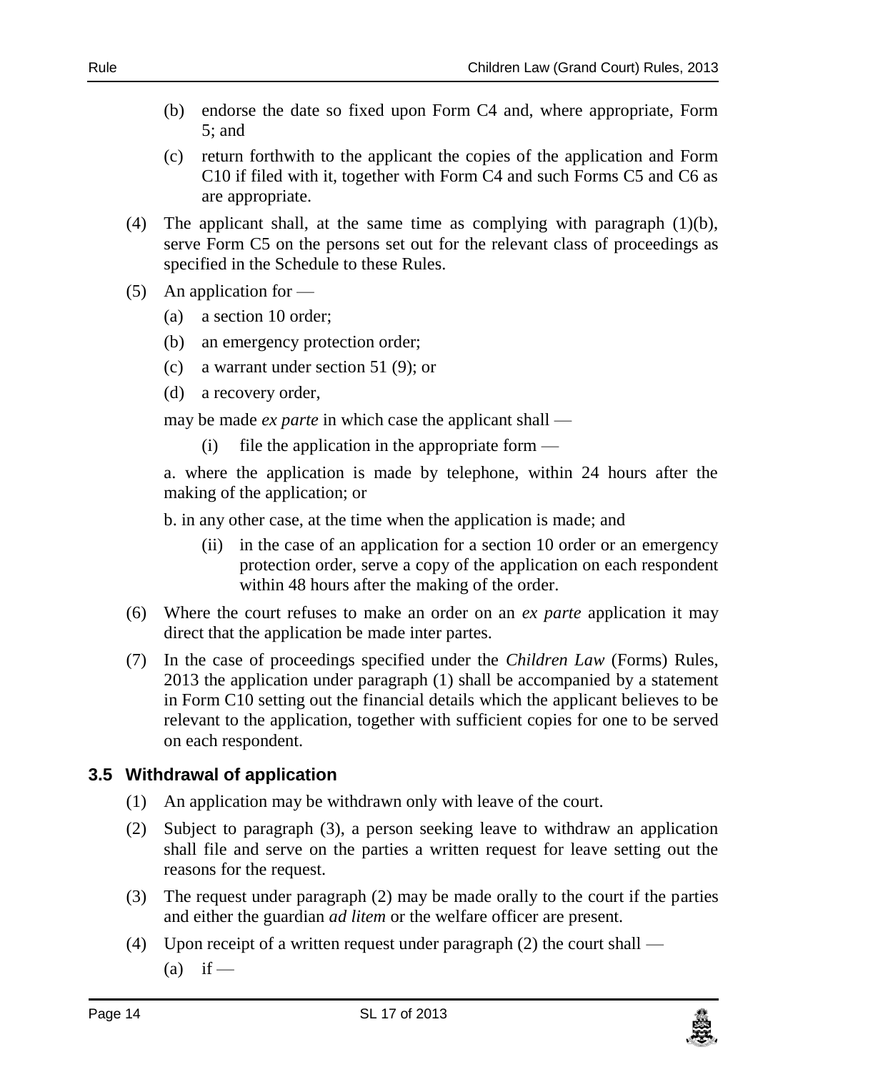(b) endorse the date so fixed upon Form C4 and, where appropriate, Form 5; and

(c) return forthwith to the applicant the copies of the application and Form C10 if filed with it, together with Form C4 and such Forms C5 and C6 as are appropriate.

(4) The applicant shall, at the same time as complying with paragraph (1)(b), serve Form C5 on the persons set out for the relevant class of proceedings as specified in the Schedule to these Rules.

(5) An application for —

(a) a section 10 order;

(b) an emergency protection order;

(c) a warrant under section 51 (9); or

(d) a recovery order,

may be made *ex parte* in which case the applicant shall —

(i) file the application in the appropriate form —

a. where the application is made by telephone, within 24 hours after the making of the application; or

b. in any other case, at the time when the application is made; and

(ii) in the case of an application for a section 10 order or an emergency protection order, serve a copy of the application on each respondent within 48 hours after the making of the order.

(6) Where the court refuses to make an order on an *ex parte* application it may direct that the application be made inter partes.

(7) In the case of proceedings specified under the *Children Law* (Forms) Rules, 2013 the application under paragraph (1) shall be accompanied by a statement in Form C10 setting out the financial details which the applicant believes to be relevant to the application, together with sufficient copies for one to be served on each respondent.

### 3.5 Withdrawal of application

(1) An application may be withdrawn only with leave of the court.

(2) Subject to paragraph (3), a person seeking leave to withdraw an application shall file and serve on the parties a written request for leave setting out the reasons for the request.

(3) The request under paragraph (2) may be made orally to the court if the parties and either the guardian *ad litem* or the welfare officer are present.

(4) Upon receipt of a written request under paragraph (2) the court shall —

(a) if —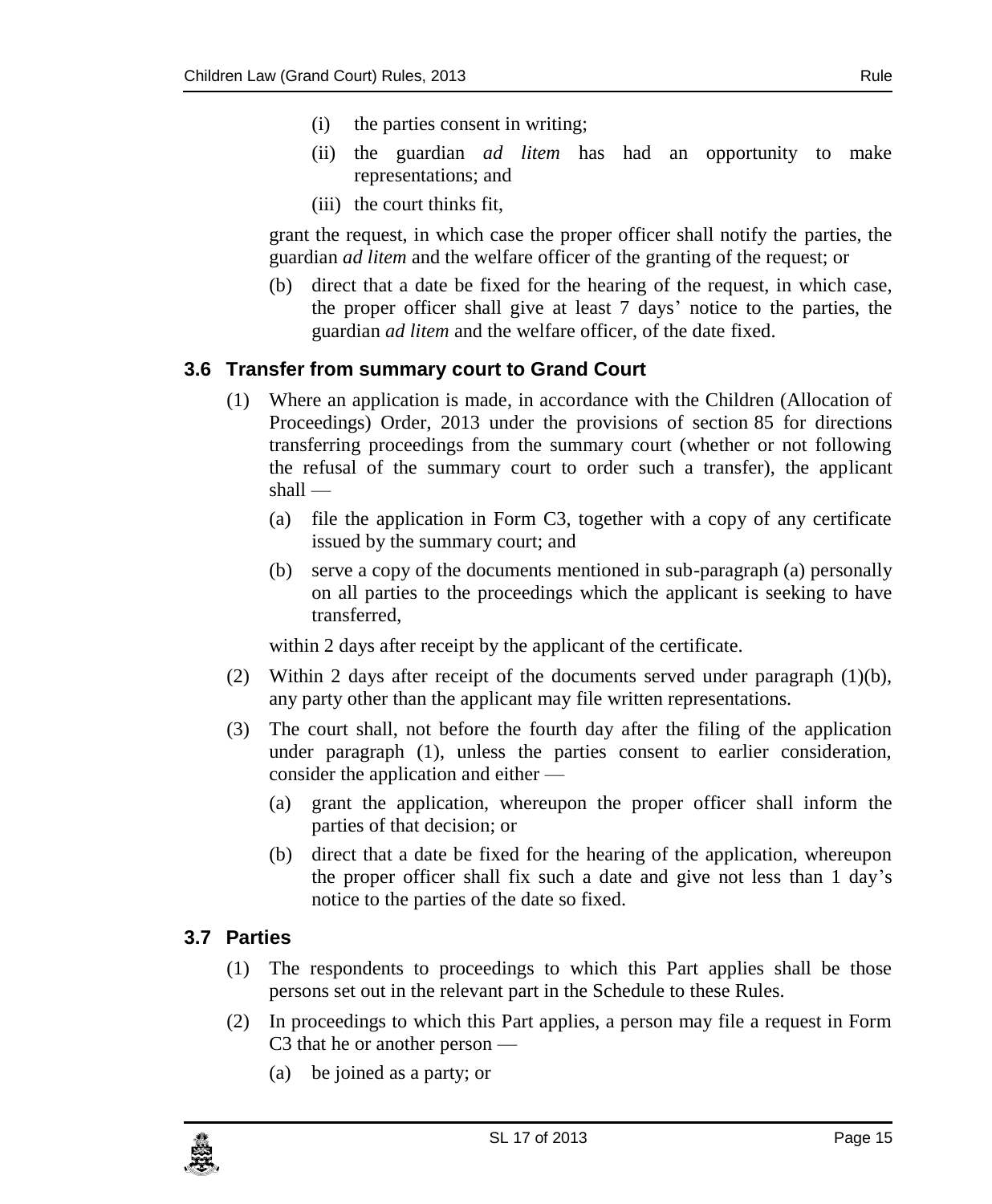(i) the parties consent in writing;

(ii) the guardian *ad litem* has had an opportunity to make representations; and

(iii) the court thinks fit,

grant the request, in which case the proper officer shall notify the parties, the guardian *ad litem* and the welfare officer of the granting of the request; or

(b) direct that a date be fixed for the hearing of the request, in which case, the proper officer shall give at least 7 days' notice to the parties, the guardian *ad litem* and the welfare officer, of the date fixed.

### 3.6 Transfer from summary court to Grand Court

(1) Where an application is made, in accordance with the Children (Allocation of Proceedings) Order, 2013 under the provisions of section 85 for directions transferring proceedings from the summary court (whether or not following the refusal of the summary court to order such a transfer), the applicant shall —

(a) file the application in Form C3, together with a copy of any certificate issued by the summary court; and

(b) serve a copy of the documents mentioned in sub-paragraph (a) personally on all parties to the proceedings which the applicant is seeking to have transferred,

within 2 days after receipt by the applicant of the certificate.

(2) Within 2 days after receipt of the documents served under paragraph (1)(b), any party other than the applicant may file written representations.

(3) The court shall, not before the fourth day after the filing of the application under paragraph (1), unless the parties consent to earlier consideration, consider the application and either —

(a) grant the application, whereupon the proper officer shall inform the parties of that decision; or

(b) direct that a date be fixed for the hearing of the application, whereupon the proper officer shall fix such a date and give not less than 1 day's notice to the parties of the date so fixed.

### 3.7 Parties

(1) The respondents to proceedings to which this Part applies shall be those persons set out in the relevant part in the Schedule to these Rules.

(2) In proceedings to which this Part applies, a person may file a request in Form C3 that he or another person —

(a) be joined as a party; or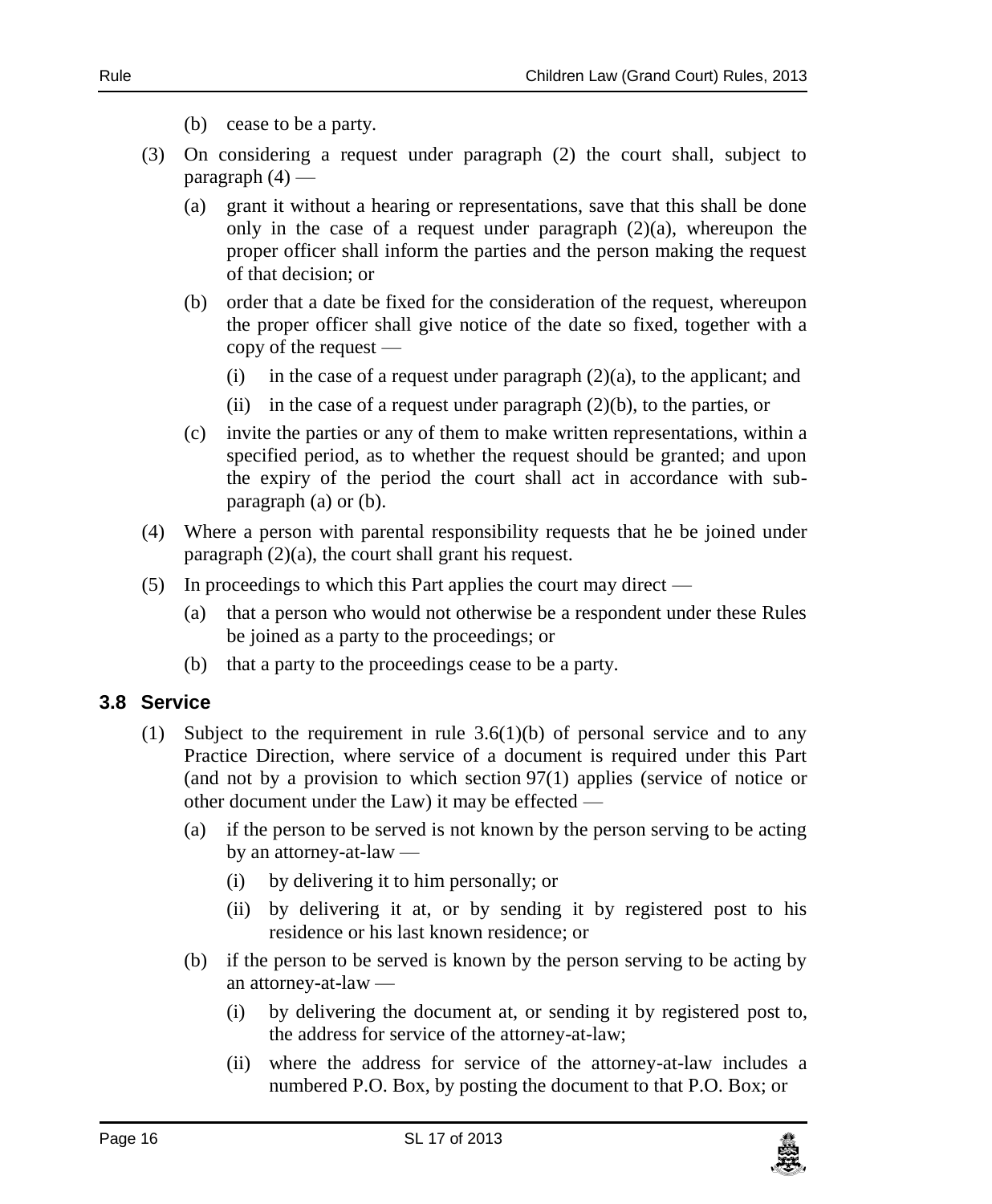(b) cease to be a party.

(3) On considering a request under paragraph (2) the court shall, subject to paragraph (4) —

(a) grant it without a hearing or representations, save that this shall be done only in the case of a request under paragraph (2)(a), whereupon the proper officer shall inform the parties and the person making the request of that decision; or

(b) order that a date be fixed for the consideration of the request, whereupon the proper officer shall give notice of the date so fixed, together with a copy of the request —

(i) in the case of a request under paragraph (2)(a), to the applicant; and

(ii) in the case of a request under paragraph (2)(b), to the parties, or

(c) invite the parties or any of them to make written representations, within a specified period, as to whether the request should be granted; and upon the expiry of the period the court shall act in accordance with sub-paragraph (a) or (b).

(4) Where a person with parental responsibility requests that he be joined under paragraph (2)(a), the court shall grant his request.

(5) In proceedings to which this Part applies the court may direct —

(a) that a person who would not otherwise be a respondent under these Rules be joined as a party to the proceedings; or

(b) that a party to the proceedings cease to be a party.

### 3.8 Service

(1) Subject to the requirement in rule 3.6(1)(b) of personal service and to any Practice Direction, where service of a document is required under this Part (and not by a provision to which section 97(1) applies (service of notice or other document under the Law) it may be effected —

(a) if the person to be served is not known by the person serving to be acting by an attorney-at-law —

(i) by delivering it to him personally; or

(ii) by delivering it at, or by sending it by registered post to his residence or his last known residence; or

(b) if the person to be served is known by the person serving to be acting by an attorney-at-law —

(i) by delivering the document at, or sending it by registered post to, the address for service of the attorney-at-law;

(ii) where the address for service of the attorney-at-law includes a numbered P.O. Box, by posting the document to that P.O. Box; or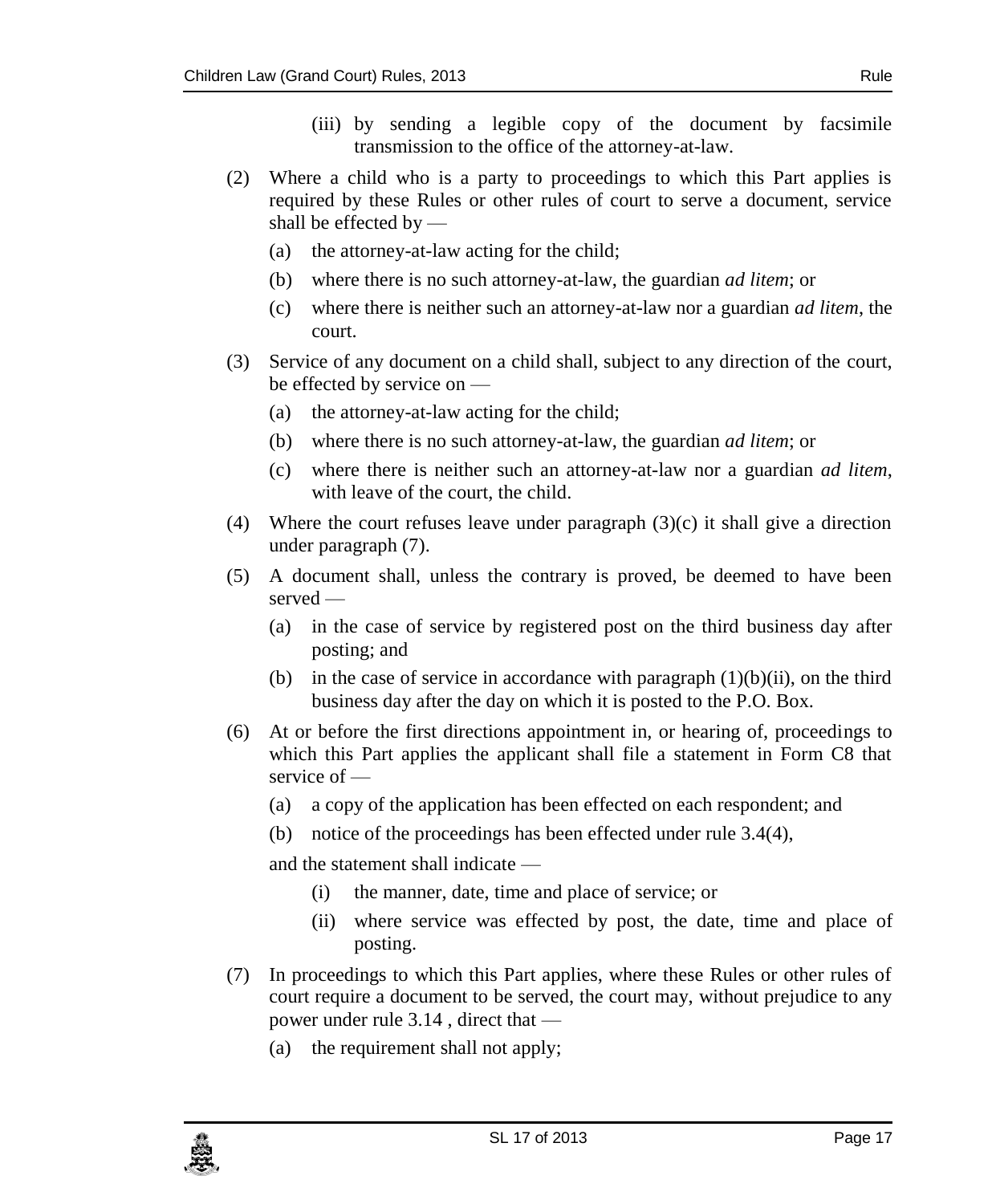(iii) by sending a legible copy of the document by facsimile transmission to the office of the attorney-at-law.

(2) Where a child who is a party to proceedings to which this Part applies is required by these Rules or other rules of court to serve a document, service shall be effected by —

(a) the attorney-at-law acting for the child;

(b) where there is no such attorney-at-law, the guardian *ad litem*; or

(c) where there is neither such an attorney-at-law nor a guardian *ad litem*, the court.

(3) Service of any document on a child shall, subject to any direction of the court, be effected by service on —

(a) the attorney-at-law acting for the child;

(b) where there is no such attorney-at-law, the guardian *ad litem*; or

(c) where there is neither such an attorney-at-law nor a guardian *ad litem*, with leave of the court, the child.

(4) Where the court refuses leave under paragraph (3)(c) it shall give a direction under paragraph (7).

(5) A document shall, unless the contrary is proved, be deemed to have been served —

(a) in the case of service by registered post on the third business day after posting; and

(b) in the case of service in accordance with paragraph (1)(b)(ii), on the third business day after the day on which it is posted to the P.O. Box.

(6) At or before the first directions appointment in, or hearing of, proceedings to which this Part applies the applicant shall file a statement in Form C8 that service of —

(a) a copy of the application has been effected on each respondent; and

(b) notice of the proceedings has been effected under rule 3.4(4),

and the statement shall indicate —

(i) the manner, date, time and place of service; or

(ii) where service was effected by post, the date, time and place of posting.

(7) In proceedings to which this Part applies, where these Rules or other rules of court require a document to be served, the court may, without prejudice to any power under rule 3.14 , direct that —

(a) the requirement shall not apply;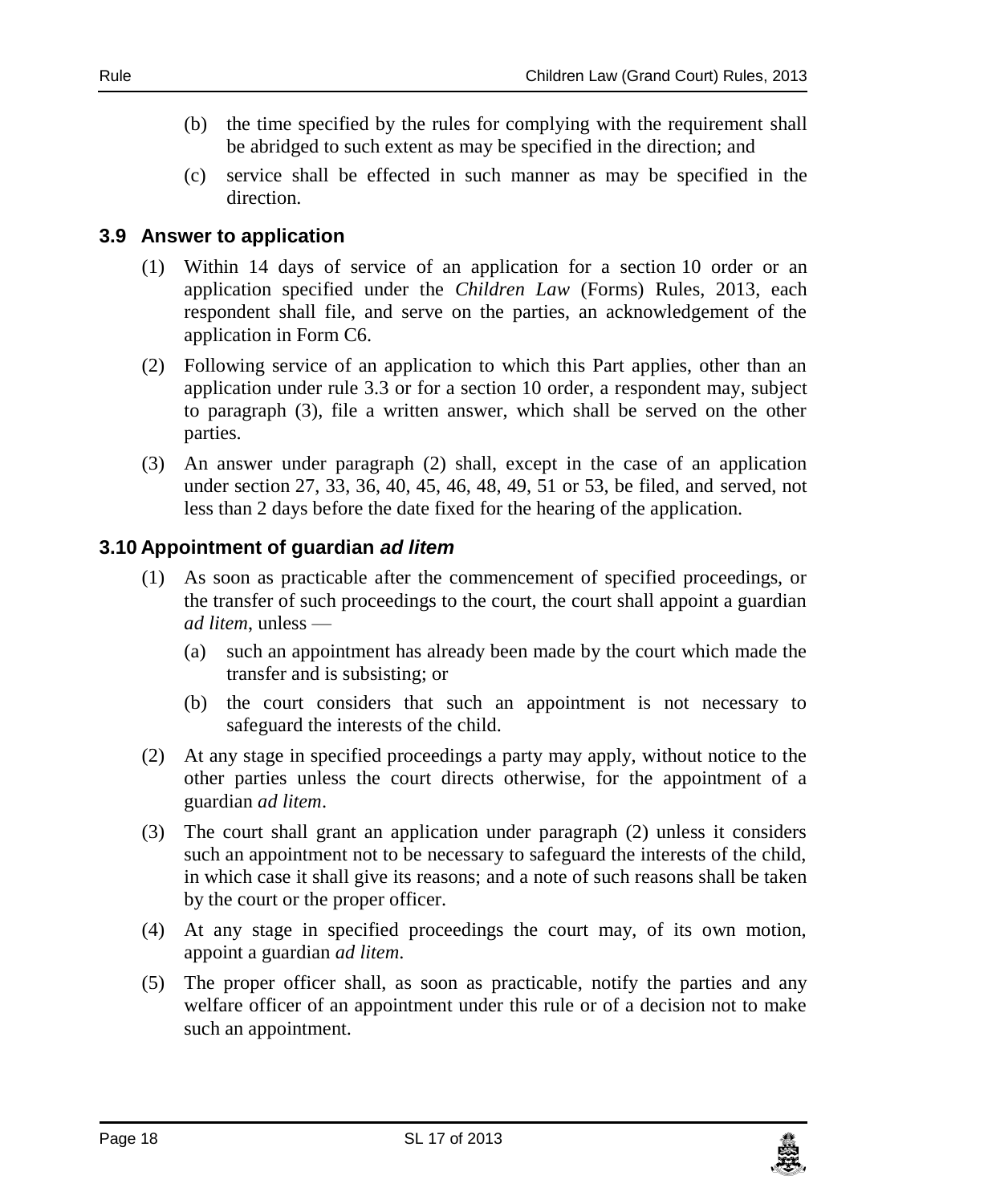(b) the time specified by the rules for complying with the requirement shall be abridged to such extent as may be specified in the direction; and

(c) service shall be effected in such manner as may be specified in the direction.

### 3.9 Answer to application

(1) Within 14 days of service of an application for a section 10 order or an application specified under the *Children Law* (Forms) Rules, 2013, each respondent shall file, and serve on the parties, an acknowledgement of the application in Form C6.

(2) Following service of an application to which this Part applies, other than an application under rule 3.3 or for a section 10 order, a respondent may, subject to paragraph (3), file a written answer, which shall be served on the other parties.

(3) An answer under paragraph (2) shall, except in the case of an application under section 27, 33, 36, 40, 45, 46, 48, 49, 51 or 53, be filed, and served, not less than 2 days before the date fixed for the hearing of the application.

### 3.10 Appointment of guardian *ad litem*

(1) As soon as practicable after the commencement of specified proceedings, or the transfer of such proceedings to the court, the court shall appoint a guardian *ad litem*, unless —

(a) such an appointment has already been made by the court which made the transfer and is subsisting; or

(b) the court considers that such an appointment is not necessary to safeguard the interests of the child.

(2) At any stage in specified proceedings a party may apply, without notice to the other parties unless the court directs otherwise, for the appointment of a guardian *ad litem*.

(3) The court shall grant an application under paragraph (2) unless it considers such an appointment not to be necessary to safeguard the interests of the child, in which case it shall give its reasons; and a note of such reasons shall be taken by the court or the proper officer.

(4) At any stage in specified proceedings the court may, of its own motion, appoint a guardian *ad litem*.

(5) The proper officer shall, as soon as practicable, notify the parties and any welfare officer of an appointment under this rule or of a decision not to make such an appointment.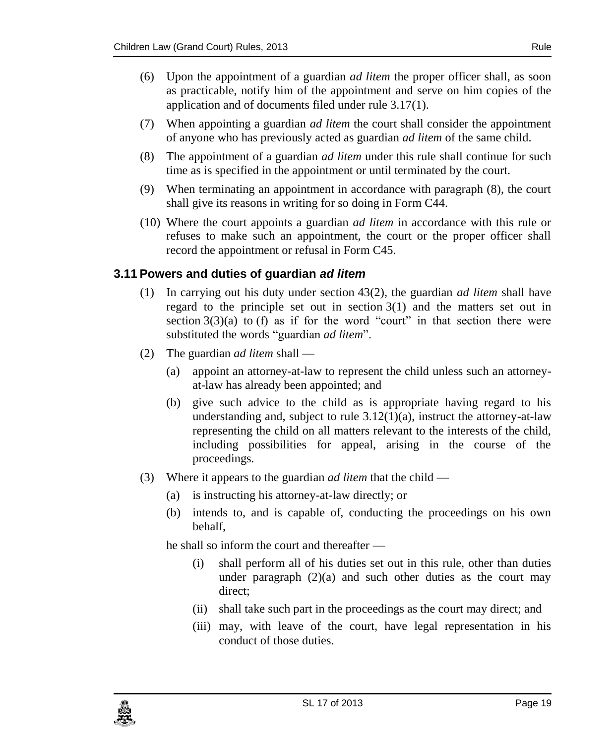(6) Upon the appointment of a guardian *ad litem* the proper officer shall, as soon as practicable, notify him of the appointment and serve on him copies of the application and of documents filed under rule 3.17(1).

(7) When appointing a guardian *ad litem* the court shall consider the appointment of anyone who has previously acted as guardian *ad litem* of the same child.

(8) The appointment of a guardian *ad litem* under this rule shall continue for such time as is specified in the appointment or until terminated by the court.

(9) When terminating an appointment in accordance with paragraph (8), the court shall give its reasons in writing for so doing in Form C44.

(10) Where the court appoints a guardian *ad litem* in accordance with this rule or refuses to make such an appointment, the court or the proper officer shall record the appointment or refusal in Form C45.

### 3.11 Powers and duties of guardian *ad litem*

(1) In carrying out his duty under section 43(2), the guardian *ad litem* shall have regard to the principle set out in section 3(1) and the matters set out in section 3(3)(a) to (f) as if for the word "court" in that section there were substituted the words "guardian *ad litem*".

(2) The guardian *ad litem* shall —

- (a) appoint an attorney-at-law to represent the child unless such an attorney-at-law has already been appointed; and
- (b) give such advice to the child as is appropriate having regard to his understanding and, subject to rule 3.12(1)(a), instruct the attorney-at-law representing the child on all matters relevant to the interests of the child, including possibilities for appeal, arising in the course of the proceedings.

(3) Where it appears to the guardian *ad litem* that the child —

- (a) is instructing his attorney-at-law directly; or
- (b) intends to, and is capable of, conducting the proceedings on his own behalf,

he shall so inform the court and thereafter —

- (i) shall perform all of his duties set out in this rule, other than duties under paragraph (2)(a) and such other duties as the court may direct;
- (ii) shall take such part in the proceedings as the court may direct; and
- (iii) may, with leave of the court, have legal representation in his conduct of those duties.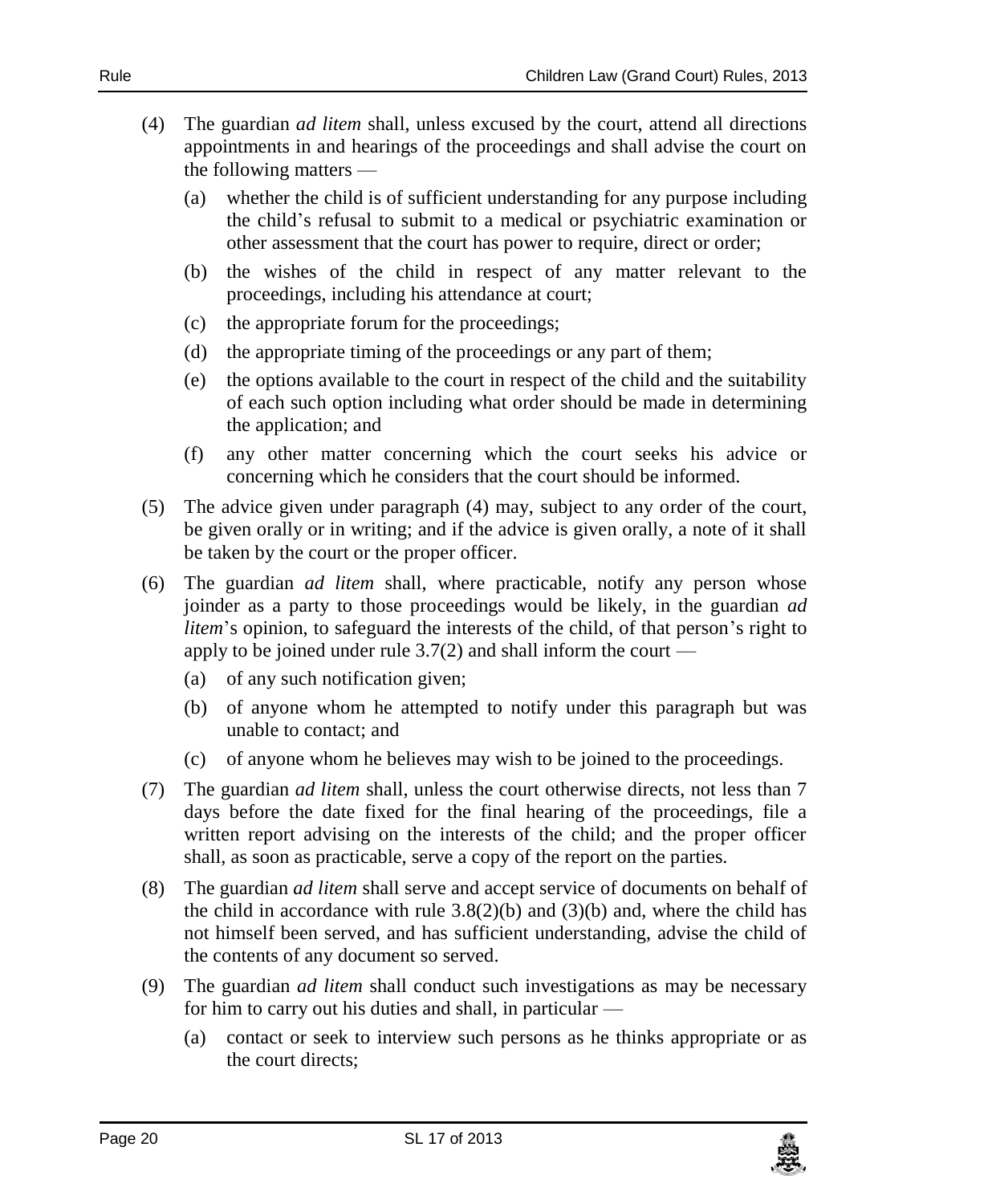(4) The guardian *ad litem* shall, unless excused by the court, attend all directions appointments in and hearings of the proceedings and shall advise the court on the following matters —

  (a) whether the child is of sufficient understanding for any purpose including the child's refusal to submit to a medical or psychiatric examination or other assessment that the court has power to require, direct or order;

  (b) the wishes of the child in respect of any matter relevant to the proceedings, including his attendance at court;

  (c) the appropriate forum for the proceedings;

  (d) the appropriate timing of the proceedings or any part of them;

  (e) the options available to the court in respect of the child and the suitability of each such option including what order should be made in determining the application; and

  (f) any other matter concerning which the court seeks his advice or concerning which he considers that the court should be informed.

(5) The advice given under paragraph (4) may, subject to any order of the court, be given orally or in writing; and if the advice is given orally, a note of it shall be taken by the court or the proper officer.

(6) The guardian *ad litem* shall, where practicable, notify any person whose joinder as a party to those proceedings would be likely, in the guardian *ad litem*'s opinion, to safeguard the interests of the child, of that person's right to apply to be joined under rule 3.7(2) and shall inform the court —

  (a) of any such notification given;

  (b) of anyone whom he attempted to notify under this paragraph but was unable to contact; and

  (c) of anyone whom he believes may wish to be joined to the proceedings.

(7) The guardian *ad litem* shall, unless the court otherwise directs, not less than 7 days before the date fixed for the final hearing of the proceedings, file a written report advising on the interests of the child; and the proper officer shall, as soon as practicable, serve a copy of the report on the parties.

(8) The guardian *ad litem* shall serve and accept service of documents on behalf of the child in accordance with rule 3.8(2)(b) and (3)(b) and, where the child has not himself been served, and has sufficient understanding, advise the child of the contents of any document so served.

(9) The guardian *ad litem* shall conduct such investigations as may be necessary for him to carry out his duties and shall, in particular —

  (a) contact or seek to interview such persons as he thinks appropriate or as the court directs;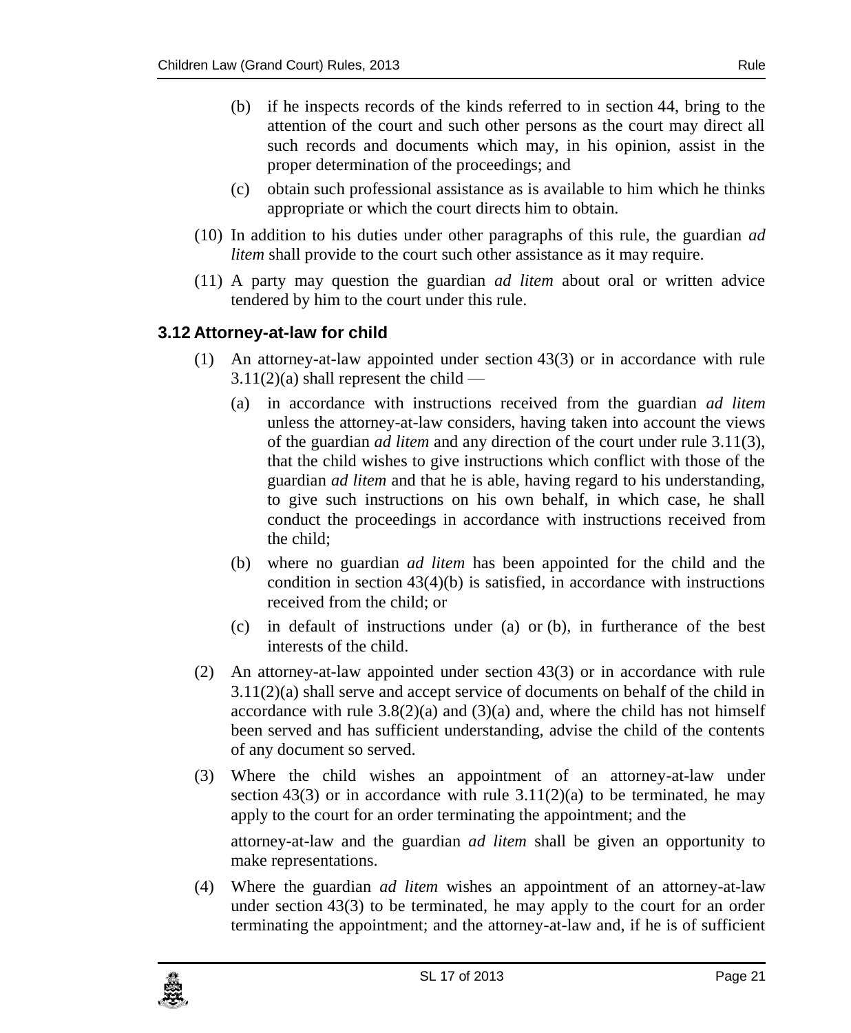(b) if he inspects records of the kinds referred to in section 44, bring to the attention of the court and such other persons as the court may direct all such records and documents which may, in his opinion, assist in the proper determination of the proceedings; and

(c) obtain such professional assistance as is available to him which he thinks appropriate or which the court directs him to obtain.

(10) In addition to his duties under other paragraphs of this rule, the guardian *ad litem* shall provide to the court such other assistance as it may require.

(11) A party may question the guardian *ad litem* about oral or written advice tendered by him to the court under this rule.

### 3.12 Attorney-at-law for child

(1) An attorney-at-law appointed under section 43(3) or in accordance with rule 3.11(2)(a) shall represent the child —

(a) in accordance with instructions received from the guardian *ad litem* unless the attorney-at-law considers, having taken into account the views of the guardian *ad litem* and any direction of the court under rule 3.11(3), that the child wishes to give instructions which conflict with those of the guardian *ad litem* and that he is able, having regard to his understanding, to give such instructions on his own behalf, in which case, he shall conduct the proceedings in accordance with instructions received from the child;

(b) where no guardian *ad litem* has been appointed for the child and the condition in section 43(4)(b) is satisfied, in accordance with instructions received from the child; or

(c) in default of instructions under (a) or (b), in furtherance of the best interests of the child.

(2) An attorney-at-law appointed under section 43(3) or in accordance with rule 3.11(2)(a) shall serve and accept service of documents on behalf of the child in accordance with rule 3.8(2)(a) and (3)(a) and, where the child has not himself been served and has sufficient understanding, advise the child of the contents of any document so served.

(3) Where the child wishes an appointment of an attorney-at-law under section 43(3) or in accordance with rule 3.11(2)(a) to be terminated, he may apply to the court for an order terminating the appointment; and the attorney-at-law and the guardian *ad litem* shall be given an opportunity to make representations.

(4) Where the guardian *ad litem* wishes an appointment of an attorney-at-law under section 43(3) to be terminated, he may apply to the court for an order terminating the appointment; and the attorney-at-law and, if he is of sufficient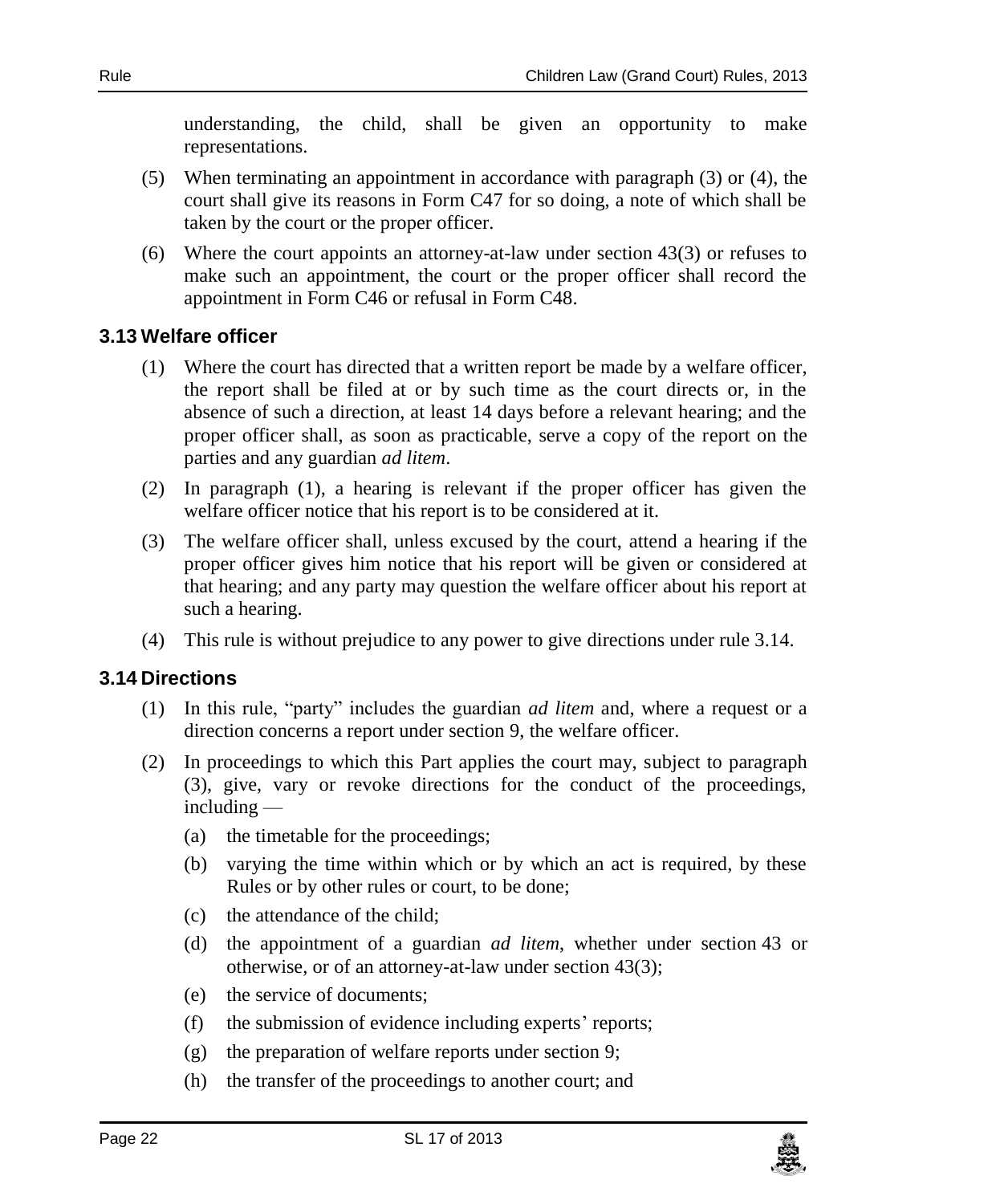understanding, the child, shall be given an opportunity to make representations.

(5) When terminating an appointment in accordance with paragraph (3) or (4), the court shall give its reasons in Form C47 for so doing, a note of which shall be taken by the court or the proper officer.

(6) Where the court appoints an attorney-at-law under section 43(3) or refuses to make such an appointment, the court or the proper officer shall record the appointment in Form C46 or refusal in Form C48.

### 3.13 Welfare officer

(1) Where the court has directed that a written report be made by a welfare officer, the report shall be filed at or by such time as the court directs or, in the absence of such a direction, at least 14 days before a relevant hearing; and the proper officer shall, as soon as practicable, serve a copy of the report on the parties and any guardian *ad litem*.

(2) In paragraph (1), a hearing is relevant if the proper officer has given the welfare officer notice that his report is to be considered at it.

(3) The welfare officer shall, unless excused by the court, attend a hearing if the proper officer gives him notice that his report will be given or considered at that hearing; and any party may question the welfare officer about his report at such a hearing.

(4) This rule is without prejudice to any power to give directions under rule 3.14.

### 3.14 Directions

(1) In this rule, "party" includes the guardian *ad litem* and, where a request or a direction concerns a report under section 9, the welfare officer.

(2) In proceedings to which this Part applies the court may, subject to paragraph (3), give, vary or revoke directions for the conduct of the proceedings, including —

- (a) the timetable for the proceedings;
- (b) varying the time within which or by which an act is required, by these Rules or by other rules or court, to be done;
- (c) the attendance of the child;
- (d) the appointment of a guardian *ad litem*, whether under section 43 or otherwise, or of an attorney-at-law under section 43(3);
- (e) the service of documents;
- (f) the submission of evidence including experts' reports;
- (g) the preparation of welfare reports under section 9;
- (h) the transfer of the proceedings to another court; and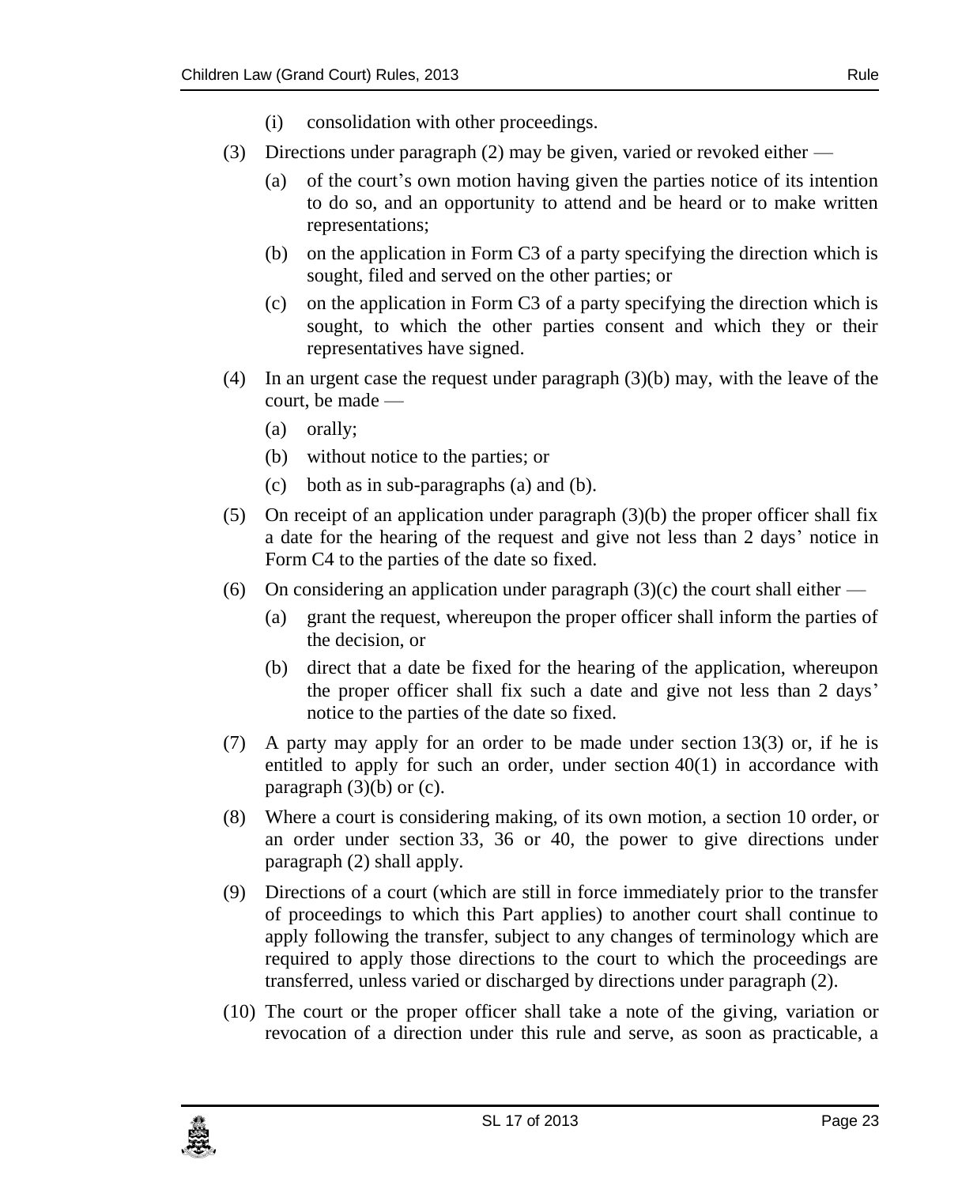(i) consolidation with other proceedings.

(3) Directions under paragraph (2) may be given, varied or revoked either —

(a) of the court's own motion having given the parties notice of its intention to do so, and an opportunity to attend and be heard or to make written representations;

(b) on the application in Form C3 of a party specifying the direction which is sought, filed and served on the other parties; or

(c) on the application in Form C3 of a party specifying the direction which is sought, to which the other parties consent and which they or their representatives have signed.

(4) In an urgent case the request under paragraph (3)(b) may, with the leave of the court, be made —

(a) orally;

(b) without notice to the parties; or

(c) both as in sub-paragraphs (a) and (b).

(5) On receipt of an application under paragraph (3)(b) the proper officer shall fix a date for the hearing of the request and give not less than 2 days' notice in Form C4 to the parties of the date so fixed.

(6) On considering an application under paragraph (3)(c) the court shall either —

(a) grant the request, whereupon the proper officer shall inform the parties of the decision, or

(b) direct that a date be fixed for the hearing of the application, whereupon the proper officer shall fix such a date and give not less than 2 days' notice to the parties of the date so fixed.

(7) A party may apply for an order to be made under section 13(3) or, if he is entitled to apply for such an order, under section 40(1) in accordance with paragraph (3)(b) or (c).

(8) Where a court is considering making, of its own motion, a section 10 order, or an order under section 33, 36 or 40, the power to give directions under paragraph (2) shall apply.

(9) Directions of a court (which are still in force immediately prior to the transfer of proceedings to which this Part applies) to another court shall continue to apply following the transfer, subject to any changes of terminology which are required to apply those directions to the court to which the proceedings are transferred, unless varied or discharged by directions under paragraph (2).

(10) The court or the proper officer shall take a note of the giving, variation or revocation of a direction under this rule and serve, as soon as practicable, a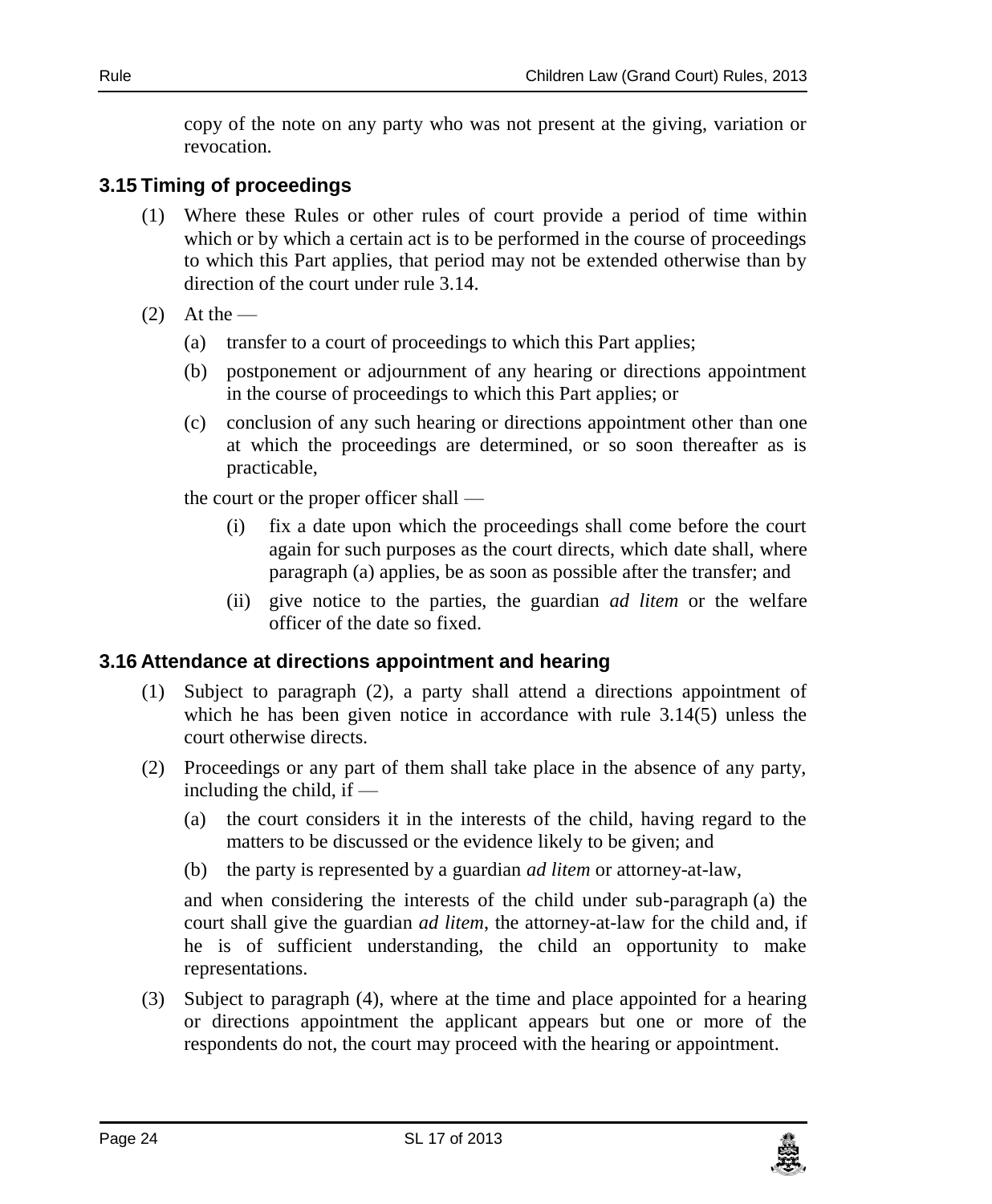copy of the note on any party who was not present at the giving, variation or revocation.

### 3.15 Timing of proceedings

(1) Where these Rules or other rules of court provide a period of time within which or by which a certain act is to be performed in the course of proceedings to which this Part applies, that period may not be extended otherwise than by direction of the court under rule 3.14.

(2) At the —

(a) transfer to a court of proceedings to which this Part applies;

(b) postponement or adjournment of any hearing or directions appointment in the course of proceedings to which this Part applies; or

(c) conclusion of any such hearing or directions appointment other than one at which the proceedings are determined, or so soon thereafter as is practicable,

the court or the proper officer shall —

(i) fix a date upon which the proceedings shall come before the court again for such purposes as the court directs, which date shall, where paragraph (a) applies, be as soon as possible after the transfer; and

(ii) give notice to the parties, the guardian *ad litem* or the welfare officer of the date so fixed.

### 3.16 Attendance at directions appointment and hearing

(1) Subject to paragraph (2), a party shall attend a directions appointment of which he has been given notice in accordance with rule 3.14(5) unless the court otherwise directs.

(2) Proceedings or any part of them shall take place in the absence of any party, including the child, if —

(a) the court considers it in the interests of the child, having regard to the matters to be discussed or the evidence likely to be given; and

(b) the party is represented by a guardian *ad litem* or attorney-at-law,

and when considering the interests of the child under sub-paragraph (a) the court shall give the guardian *ad litem*, the attorney-at-law for the child and, if he is of sufficient understanding, the child an opportunity to make representations.

(3) Subject to paragraph (4), where at the time and place appointed for a hearing or directions appointment the applicant appears but one or more of the respondents do not, the court may proceed with the hearing or appointment.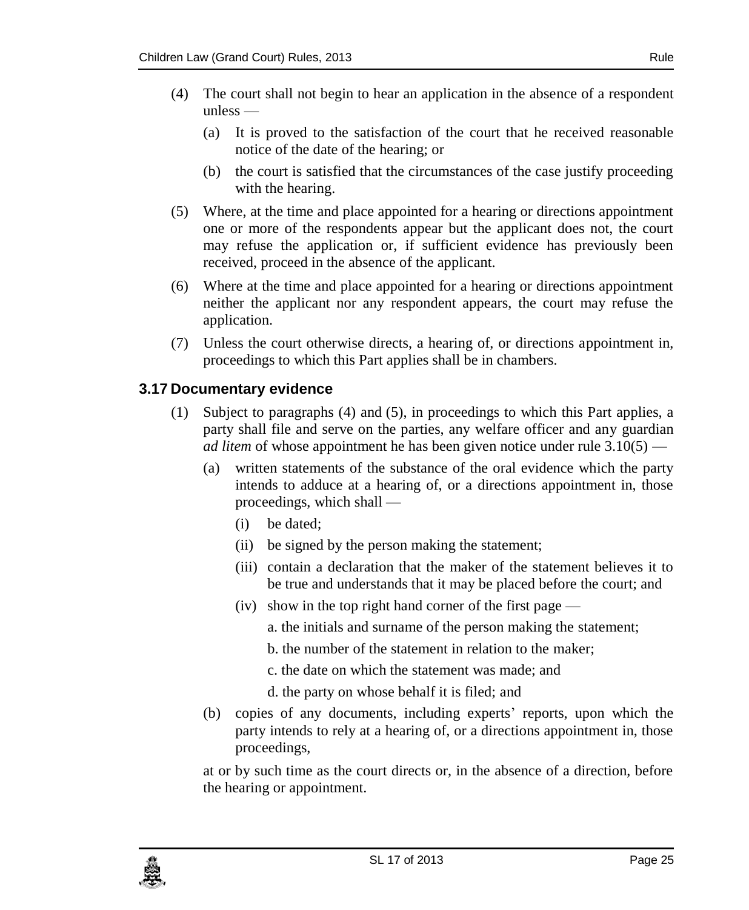(4) The court shall not begin to hear an application in the absence of a respondent unless —

(a) It is proved to the satisfaction of the court that he received reasonable notice of the date of the hearing; or

(b) the court is satisfied that the circumstances of the case justify proceeding with the hearing.

(5) Where, at the time and place appointed for a hearing or directions appointment one or more of the respondents appear but the applicant does not, the court may refuse the application or, if sufficient evidence has previously been received, proceed in the absence of the applicant.

(6) Where at the time and place appointed for a hearing or directions appointment neither the applicant nor any respondent appears, the court may refuse the application.

(7) Unless the court otherwise directs, a hearing of, or directions appointment in, proceedings to which this Part applies shall be in chambers.

### 3.17 Documentary evidence

(1) Subject to paragraphs (4) and (5), in proceedings to which this Part applies, a party shall file and serve on the parties, any welfare officer and any guardian *ad litem* of whose appointment he has been given notice under rule 3.10(5) —

(a) written statements of the substance of the oral evidence which the party intends to adduce at a hearing of, or a directions appointment in, those proceedings, which shall —

(i) be dated;

(ii) be signed by the person making the statement;

(iii) contain a declaration that the maker of the statement believes it to be true and understands that it may be placed before the court; and

(iv) show in the top right hand corner of the first page —

a. the initials and surname of the person making the statement;

b. the number of the statement in relation to the maker;

c. the date on which the statement was made; and

d. the party on whose behalf it is filed; and

(b) copies of any documents, including experts' reports, upon which the party intends to rely at a hearing of, or a directions appointment in, those proceedings,

at or by such time as the court directs or, in the absence of a direction, before the hearing or appointment.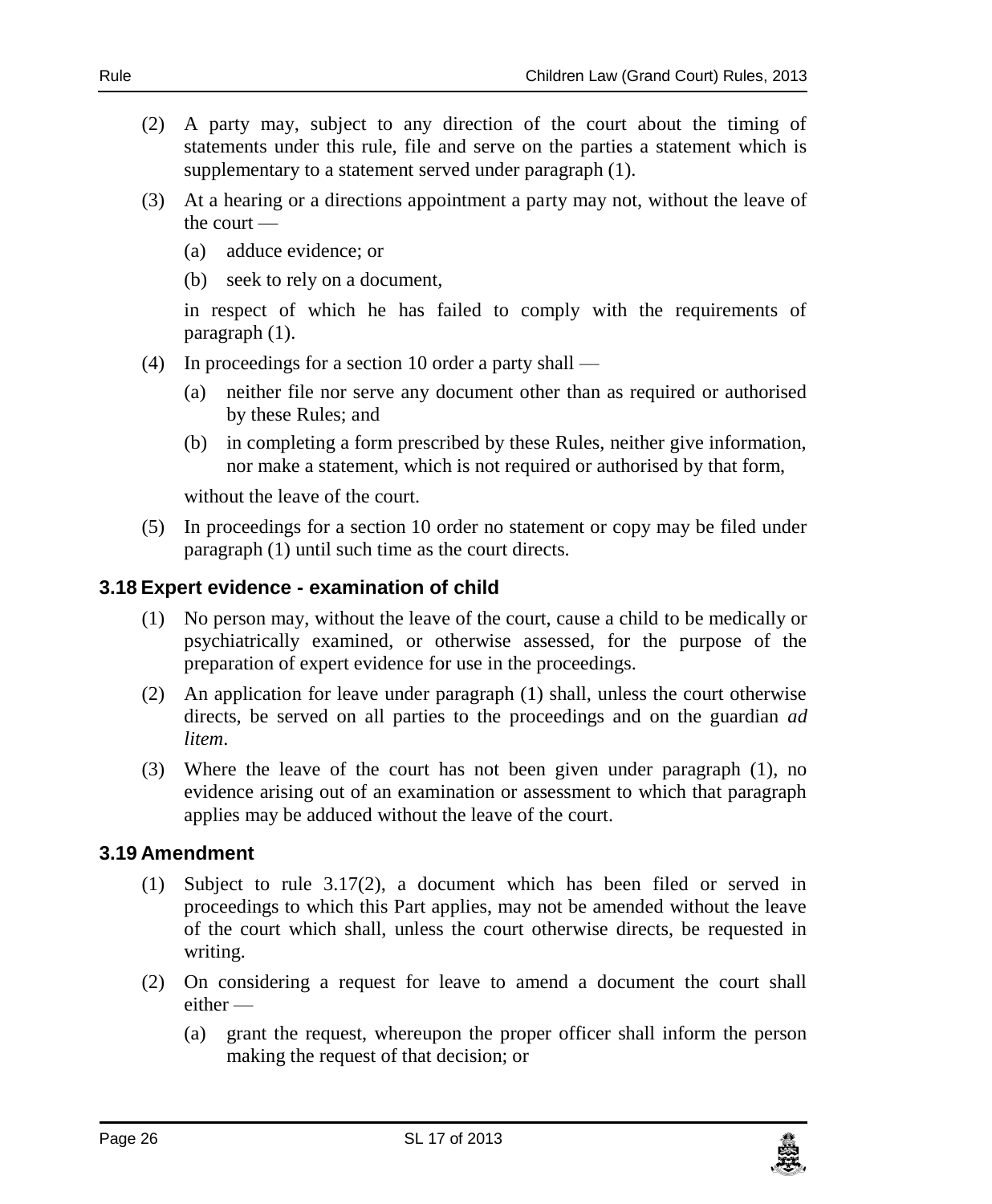(2) A party may, subject to any direction of the court about the timing of statements under this rule, file and serve on the parties a statement which is supplementary to a statement served under paragraph (1).

(3) At a hearing or a directions appointment a party may not, without the leave of the court —

(a) adduce evidence; or

(b) seek to rely on a document,

in respect of which he has failed to comply with the requirements of paragraph (1).

(4) In proceedings for a section 10 order a party shall —

(a) neither file nor serve any document other than as required or authorised by these Rules; and

(b) in completing a form prescribed by these Rules, neither give information, nor make a statement, which is not required or authorised by that form,

without the leave of the court.

(5) In proceedings for a section 10 order no statement or copy may be filed under paragraph (1) until such time as the court directs.

## 3.18 Expert evidence - examination of child

(1) No person may, without the leave of the court, cause a child to be medically or psychiatrically examined, or otherwise assessed, for the purpose of the preparation of expert evidence for use in the proceedings.

(2) An application for leave under paragraph (1) shall, unless the court otherwise directs, be served on all parties to the proceedings and on the guardian *ad litem*.

(3) Where the leave of the court has not been given under paragraph (1), no evidence arising out of an examination or assessment to which that paragraph applies may be adduced without the leave of the court.

## 3.19 Amendment

(1) Subject to rule 3.17(2), a document which has been filed or served in proceedings to which this Part applies, may not be amended without the leave of the court which shall, unless the court otherwise directs, be requested in writing.

(2) On considering a request for leave to amend a document the court shall either —

(a) grant the request, whereupon the proper officer shall inform the person making the request of that decision; or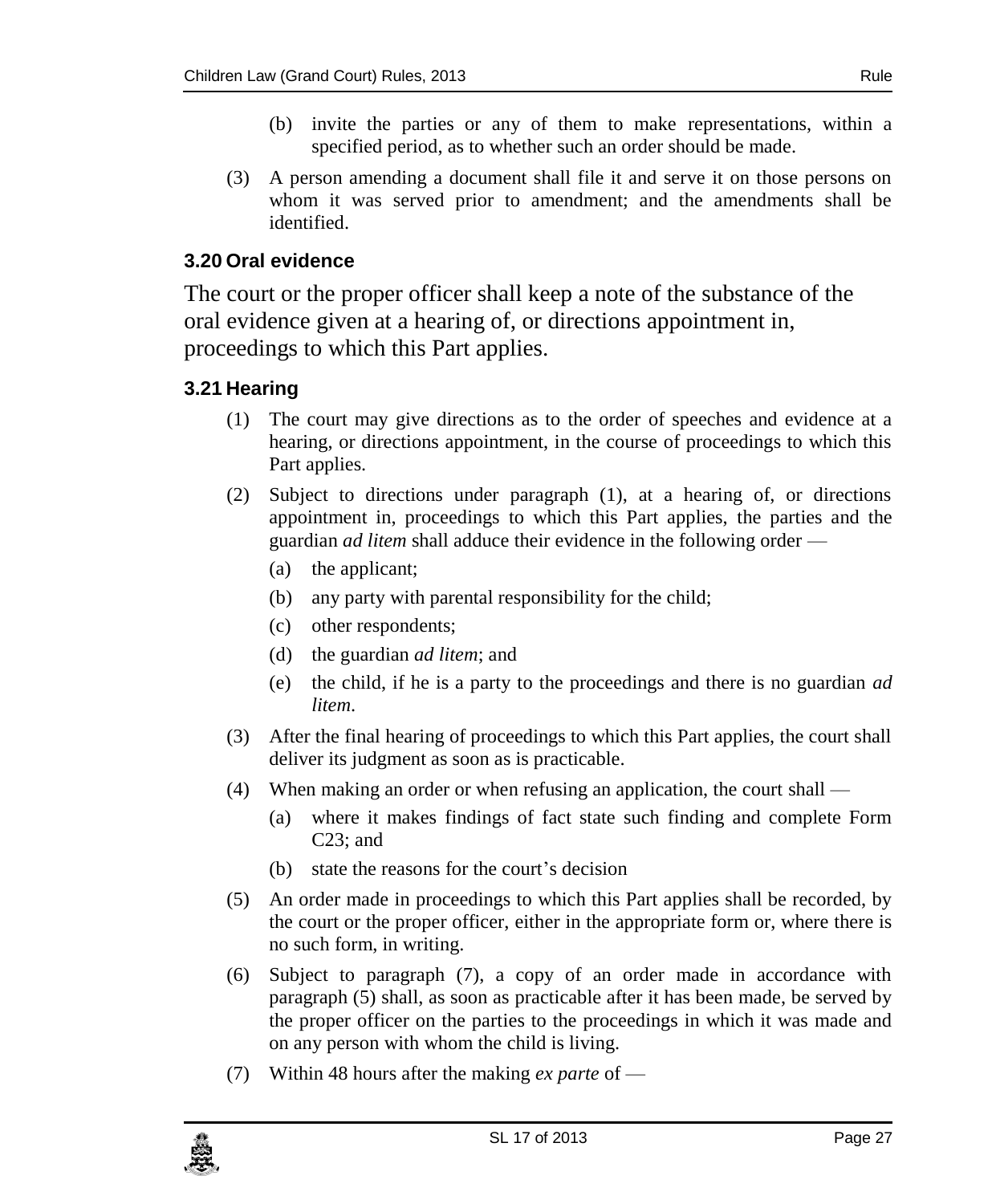(b) invite the parties or any of them to make representations, within a specified period, as to whether such an order should be made.

(3) A person amending a document shall file it and serve it on those persons on whom it was served prior to amendment; and the amendments shall be identified.

### 3.20 Oral evidence

The court or the proper officer shall keep a note of the substance of the oral evidence given at a hearing of, or directions appointment in, proceedings to which this Part applies.

### 3.21 Hearing

(1) The court may give directions as to the order of speeches and evidence at a hearing, or directions appointment, in the course of proceedings to which this Part applies.

(2) Subject to directions under paragraph (1), at a hearing of, or directions appointment in, proceedings to which this Part applies, the parties and the guardian *ad litem* shall adduce their evidence in the following order —

- (a) the applicant;
- (b) any party with parental responsibility for the child;
- (c) other respondents;
- (d) the guardian *ad litem*; and
- (e) the child, if he is a party to the proceedings and there is no guardian *ad litem*.

(3) After the final hearing of proceedings to which this Part applies, the court shall deliver its judgment as soon as is practicable.

(4) When making an order or when refusing an application, the court shall —

- (a) where it makes findings of fact state such finding and complete Form C23; and
- (b) state the reasons for the court's decision

(5) An order made in proceedings to which this Part applies shall be recorded, by the court or the proper officer, either in the appropriate form or, where there is no such form, in writing.

(6) Subject to paragraph (7), a copy of an order made in accordance with paragraph (5) shall, as soon as practicable after it has been made, be served by the proper officer on the parties to the proceedings in which it was made and on any person with whom the child is living.

(7) Within 48 hours after the making *ex parte* of —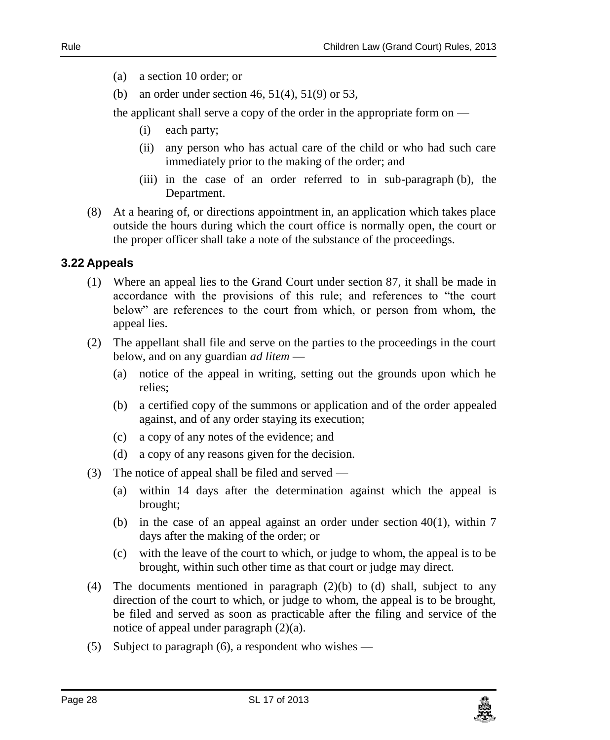(a) a section 10 order; or

(b) an order under section 46, 51(4), 51(9) or 53,

the applicant shall serve a copy of the order in the appropriate form on —

(i) each party;

(ii) any person who has actual care of the child or who had such care immediately prior to the making of the order; and

(iii) in the case of an order referred to in sub-paragraph (b), the Department.

(8) At a hearing of, or directions appointment in, an application which takes place outside the hours during which the court office is normally open, the court or the proper officer shall take a note of the substance of the proceedings.

### 3.22 Appeals

(1) Where an appeal lies to the Grand Court under section 87, it shall be made in accordance with the provisions of this rule; and references to "the court below" are references to the court from which, or person from whom, the appeal lies.

(2) The appellant shall file and serve on the parties to the proceedings in the court below, and on any guardian *ad litem* —

(a) notice of the appeal in writing, setting out the grounds upon which he relies;

(b) a certified copy of the summons or application and of the order appealed against, and of any order staying its execution;

(c) a copy of any notes of the evidence; and

(d) a copy of any reasons given for the decision.

(3) The notice of appeal shall be filed and served —

(a) within 14 days after the determination against which the appeal is brought;

(b) in the case of an appeal against an order under section 40(1), within 7 days after the making of the order; or

(c) with the leave of the court to which, or judge to whom, the appeal is to be brought, within such other time as that court or judge may direct.

(4) The documents mentioned in paragraph (2)(b) to (d) shall, subject to any direction of the court to which, or judge to whom, the appeal is to be brought, be filed and served as soon as practicable after the filing and service of the notice of appeal under paragraph (2)(a).

(5) Subject to paragraph (6), a respondent who wishes —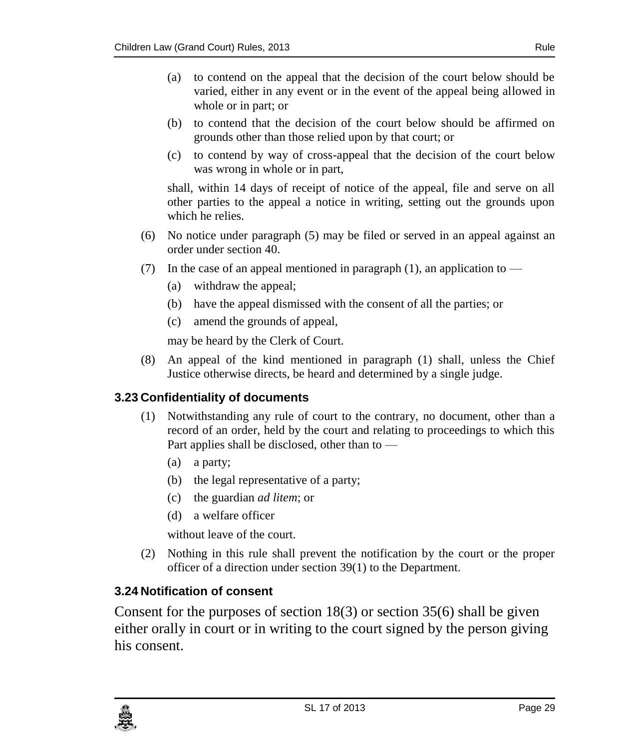(a) to contend on the appeal that the decision of the court below should be varied, either in any event or in the event of the appeal being allowed in whole or in part; or

(b) to contend that the decision of the court below should be affirmed on grounds other than those relied upon by that court; or

(c) to contend by way of cross-appeal that the decision of the court below was wrong in whole or in part,

shall, within 14 days of receipt of notice of the appeal, file and serve on all other parties to the appeal a notice in writing, setting out the grounds upon which he relies.

(6) No notice under paragraph (5) may be filed or served in an appeal against an order under section 40.

(7) In the case of an appeal mentioned in paragraph (1), an application to —

(a) withdraw the appeal;

(b) have the appeal dismissed with the consent of all the parties; or

(c) amend the grounds of appeal,

may be heard by the Clerk of Court.

(8) An appeal of the kind mentioned in paragraph (1) shall, unless the Chief Justice otherwise directs, be heard and determined by a single judge.

### 3.23 Confidentiality of documents

(1) Notwithstanding any rule of court to the contrary, no document, other than a record of an order, held by the court and relating to proceedings to which this Part applies shall be disclosed, other than to —

(a) a party;

(b) the legal representative of a party;

(c) the guardian *ad litem*; or

(d) a welfare officer

without leave of the court.

(2) Nothing in this rule shall prevent the notification by the court or the proper officer of a direction under section 39(1) to the Department.

### 3.24 Notification of consent

Consent for the purposes of section 18(3) or section 35(6) shall be given either orally in court or in writing to the court signed by the person giving his consent.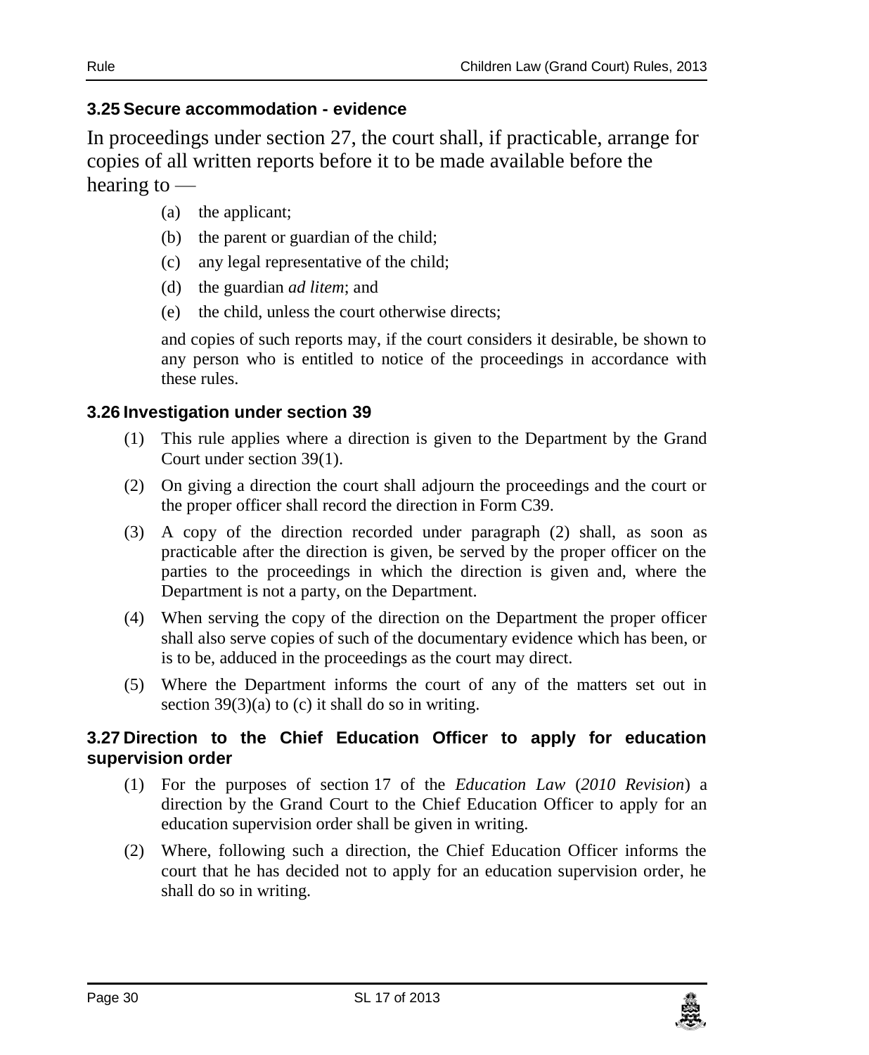### 3.25 Secure accommodation - evidence

In proceedings under section 27, the court shall, if practicable, arrange for copies of all written reports before it to be made available before the hearing to —

- (a) the applicant;
- (b) the parent or guardian of the child;
- (c) any legal representative of the child;
- (d) the guardian *ad litem*; and
- (e) the child, unless the court otherwise directs;

and copies of such reports may, if the court considers it desirable, be shown to any person who is entitled to notice of the proceedings in accordance with these rules.

### 3.26 Investigation under section 39

(1) This rule applies where a direction is given to the Department by the Grand Court under section 39(1).

(2) On giving a direction the court shall adjourn the proceedings and the court or the proper officer shall record the direction in Form C39.

(3) A copy of the direction recorded under paragraph (2) shall, as soon as practicable after the direction is given, be served by the proper officer on the parties to the proceedings in which the direction is given and, where the Department is not a party, on the Department.

(4) When serving the copy of the direction on the Department the proper officer shall also serve copies of such of the documentary evidence which has been, or is to be, adduced in the proceedings as the court may direct.

(5) Where the Department informs the court of any of the matters set out in section 39(3)(a) to (c) it shall do so in writing.

### 3.27 Direction to the Chief Education Officer to apply for education supervision order

(1) For the purposes of section 17 of the *Education Law* (*2010 Revision*) a direction by the Grand Court to the Chief Education Officer to apply for an education supervision order shall be given in writing.

(2) Where, following such a direction, the Chief Education Officer informs the court that he has decided not to apply for an education supervision order, he shall do so in writing.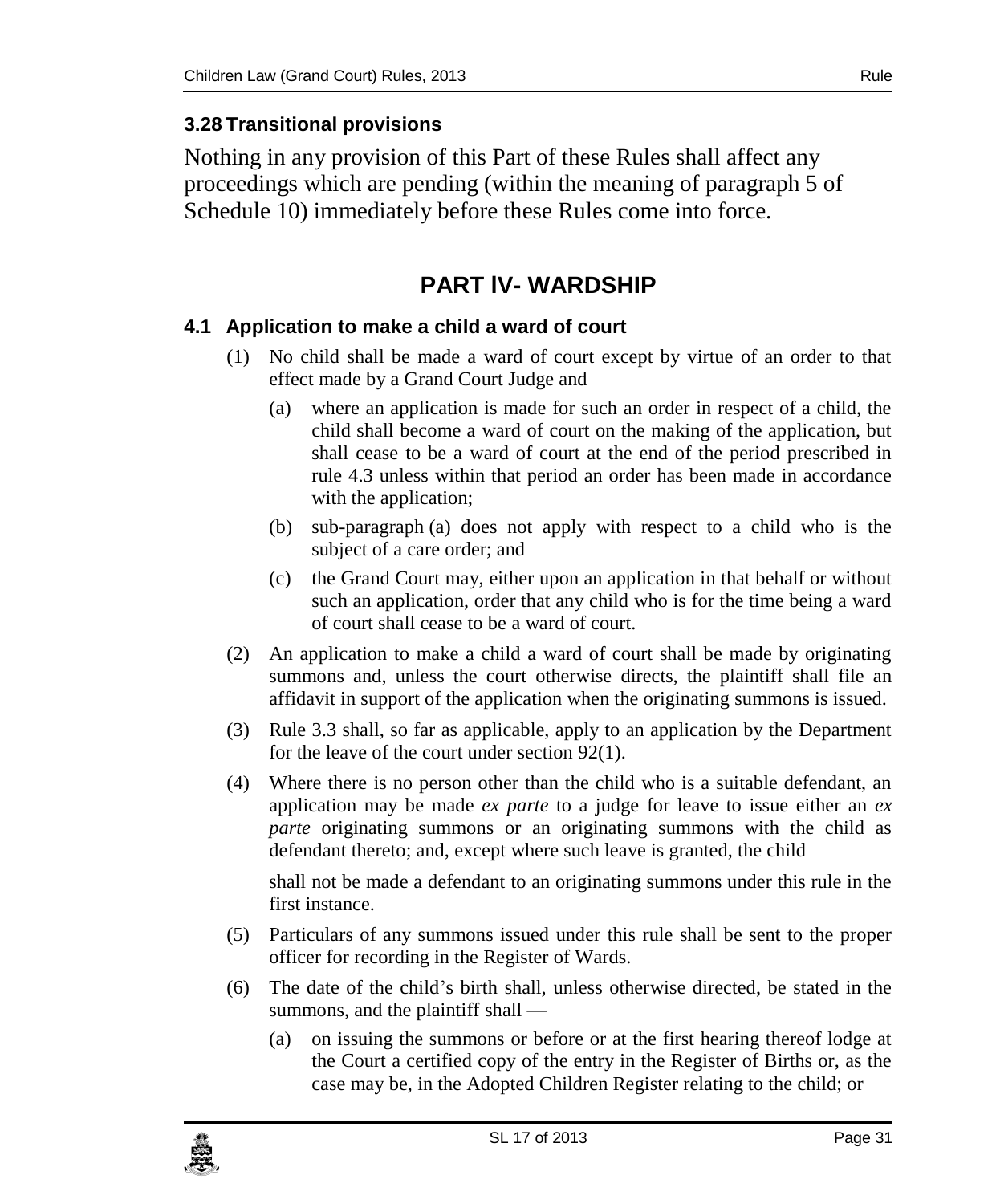### 3.28 Transitional provisions

Nothing in any provision of this Part of these Rules shall affect any proceedings which are pending (within the meaning of paragraph 5 of Schedule 10) immediately before these Rules come into force.

## PART lV- WARDSHIP

### 4.1 Application to make a child a ward of court

(1) No child shall be made a ward of court except by virtue of an order to that effect made by a Grand Court Judge and

(a) where an application is made for such an order in respect of a child, the child shall become a ward of court on the making of the application, but shall cease to be a ward of court at the end of the period prescribed in rule 4.3 unless within that period an order has been made in accordance with the application;

(b) sub-paragraph (a) does not apply with respect to a child who is the subject of a care order; and

(c) the Grand Court may, either upon an application in that behalf or without such an application, order that any child who is for the time being a ward of court shall cease to be a ward of court.

(2) An application to make a child a ward of court shall be made by originating summons and, unless the court otherwise directs, the plaintiff shall file an affidavit in support of the application when the originating summons is issued.

(3) Rule 3.3 shall, so far as applicable, apply to an application by the Department for the leave of the court under section 92(1).

(4) Where there is no person other than the child who is a suitable defendant, an application may be made *ex parte* to a judge for leave to issue either an *ex parte* originating summons or an originating summons with the child as defendant thereto; and, except where such leave is granted, the child

shall not be made a defendant to an originating summons under this rule in the first instance.

(5) Particulars of any summons issued under this rule shall be sent to the proper officer for recording in the Register of Wards.

(6) The date of the child's birth shall, unless otherwise directed, be stated in the summons, and the plaintiff shall —

(a) on issuing the summons or before or at the first hearing thereof lodge at the Court a certified copy of the entry in the Register of Births or, as the case may be, in the Adopted Children Register relating to the child; or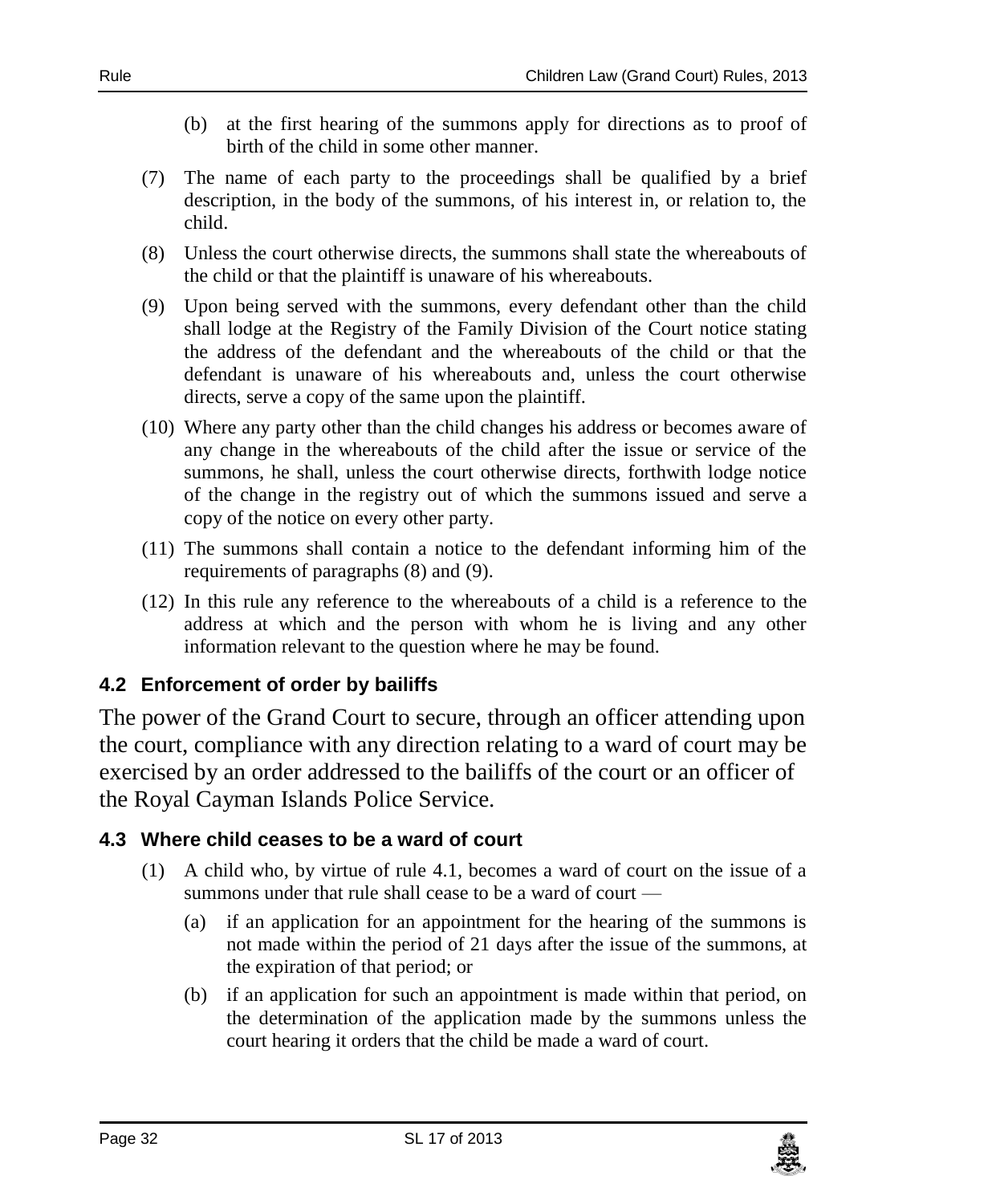(b) at the first hearing of the summons apply for directions as to proof of birth of the child in some other manner.

(7) The name of each party to the proceedings shall be qualified by a brief description, in the body of the summons, of his interest in, or relation to, the child.

(8) Unless the court otherwise directs, the summons shall state the whereabouts of the child or that the plaintiff is unaware of his whereabouts.

(9) Upon being served with the summons, every defendant other than the child shall lodge at the Registry of the Family Division of the Court notice stating the address of the defendant and the whereabouts of the child or that the defendant is unaware of his whereabouts and, unless the court otherwise directs, serve a copy of the same upon the plaintiff.

(10) Where any party other than the child changes his address or becomes aware of any change in the whereabouts of the child after the issue or service of the summons, he shall, unless the court otherwise directs, forthwith lodge notice of the change in the registry out of which the summons issued and serve a copy of the notice on every other party.

(11) The summons shall contain a notice to the defendant informing him of the requirements of paragraphs (8) and (9).

(12) In this rule any reference to the whereabouts of a child is a reference to the address at which and the person with whom he is living and any other information relevant to the question where he may be found.

### 4.2 Enforcement of order by bailiffs

The power of the Grand Court to secure, through an officer attending upon the court, compliance with any direction relating to a ward of court may be exercised by an order addressed to the bailiffs of the court or an officer of the Royal Cayman Islands Police Service.

### 4.3 Where child ceases to be a ward of court

(1) A child who, by virtue of rule 4.1, becomes a ward of court on the issue of a summons under that rule shall cease to be a ward of court —

(a) if an application for an appointment for the hearing of the summons is not made within the period of 21 days after the issue of the summons, at the expiration of that period; or

(b) if an application for such an appointment is made within that period, on the determination of the application made by the summons unless the court hearing it orders that the child be made a ward of court.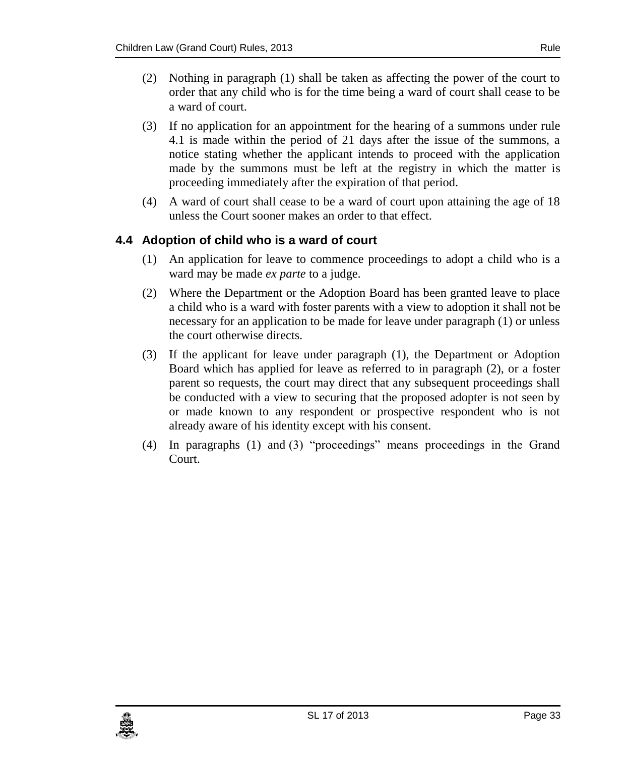(2) Nothing in paragraph (1) shall be taken as affecting the power of the court to order that any child who is for the time being a ward of court shall cease to be a ward of court.

(3) If no application for an appointment for the hearing of a summons under rule 4.1 is made within the period of 21 days after the issue of the summons, a notice stating whether the applicant intends to proceed with the application made by the summons must be left at the registry in which the matter is proceeding immediately after the expiration of that period.

(4) A ward of court shall cease to be a ward of court upon attaining the age of 18 unless the Court sooner makes an order to that effect.

### 4.4 Adoption of child who is a ward of court

(1) An application for leave to commence proceedings to adopt a child who is a ward may be made *ex parte* to a judge.

(2) Where the Department or the Adoption Board has been granted leave to place a child who is a ward with foster parents with a view to adoption it shall not be necessary for an application to be made for leave under paragraph (1) or unless the court otherwise directs.

(3) If the applicant for leave under paragraph (1), the Department or Adoption Board which has applied for leave as referred to in paragraph (2), or a foster parent so requests, the court may direct that any subsequent proceedings shall be conducted with a view to securing that the proposed adopter is not seen by or made known to any respondent or prospective respondent who is not already aware of his identity except with his consent.

(4) In paragraphs (1) and (3) "proceedings" means proceedings in the Grand Court.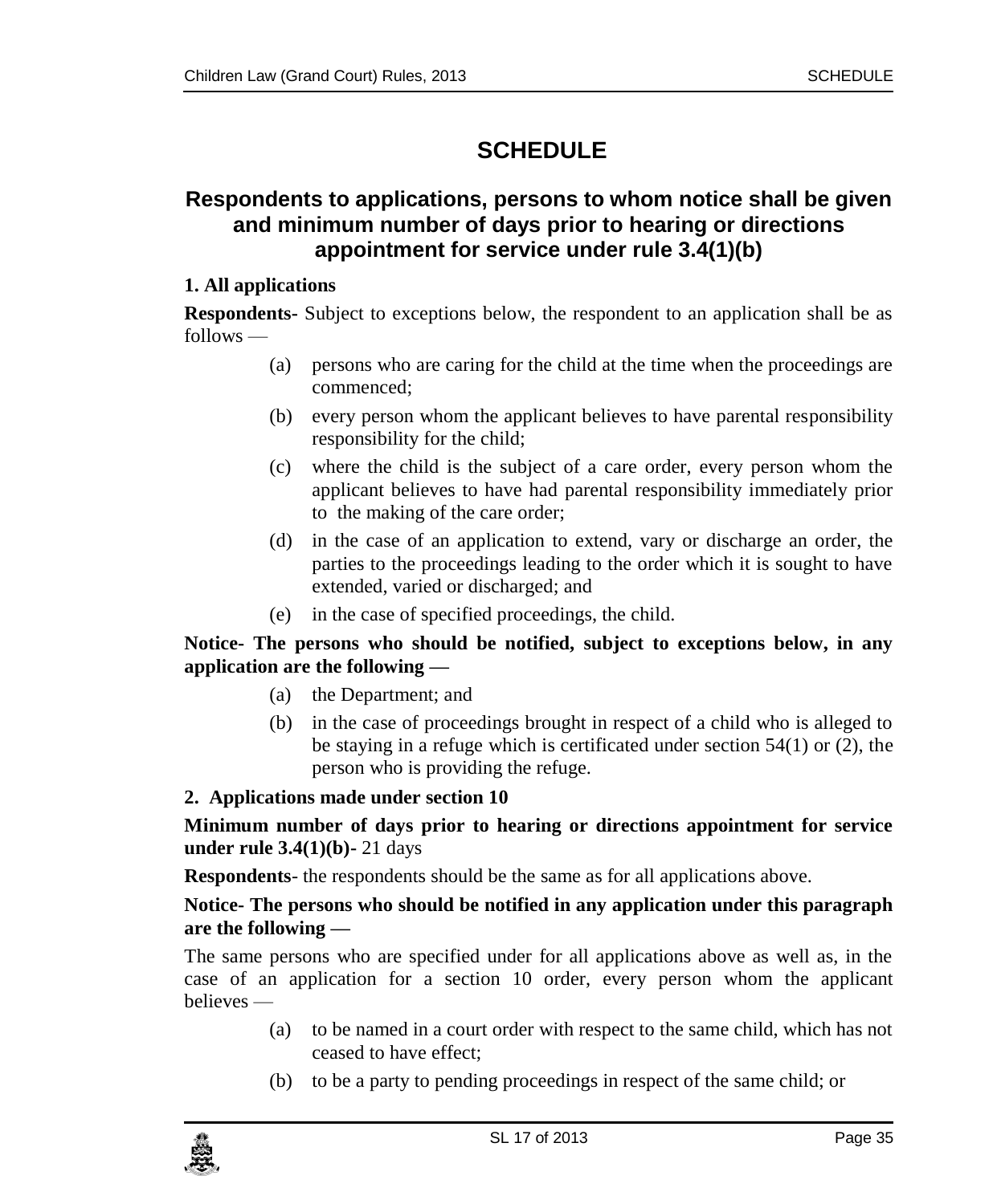# SCHEDULE

## Respondents to applications, persons to whom notice shall be given and minimum number of days prior to hearing or directions appointment for service under rule 3.4(1)(b)

**1. All applications**

**Respondents-** Subject to exceptions below, the respondent to an application shall be as follows —

- (a) persons who are caring for the child at the time when the proceedings are commenced;
- (b) every person whom the applicant believes to have parental responsibility responsibility for the child;
- (c) where the child is the subject of a care order, every person whom the applicant believes to have had parental responsibility immediately prior to the making of the care order;
- (d) in the case of an application to extend, vary or discharge an order, the parties to the proceedings leading to the order which it is sought to have extended, varied or discharged; and
- (e) in the case of specified proceedings, the child.

**Notice- The persons who should be notified, subject to exceptions below, in any application are the following —**

- (a) the Department; and
- (b) in the case of proceedings brought in respect of a child who is alleged to be staying in a refuge which is certificated under section 54(1) or (2), the person who is providing the refuge.

**2. Applications made under section 10**

**Minimum number of days prior to hearing or directions appointment for service under rule 3.4(1)(b)-** 21 days

**Respondents**- the respondents should be the same as for all applications above.

**Notice- The persons who should be notified in any application under this paragraph are the following —**

The same persons who are specified under for all applications above as well as, in the case of an application for a section 10 order, every person whom the applicant believes —

- (a) to be named in a court order with respect to the same child, which has not ceased to have effect;
- (b) to be a party to pending proceedings in respect of the same child; or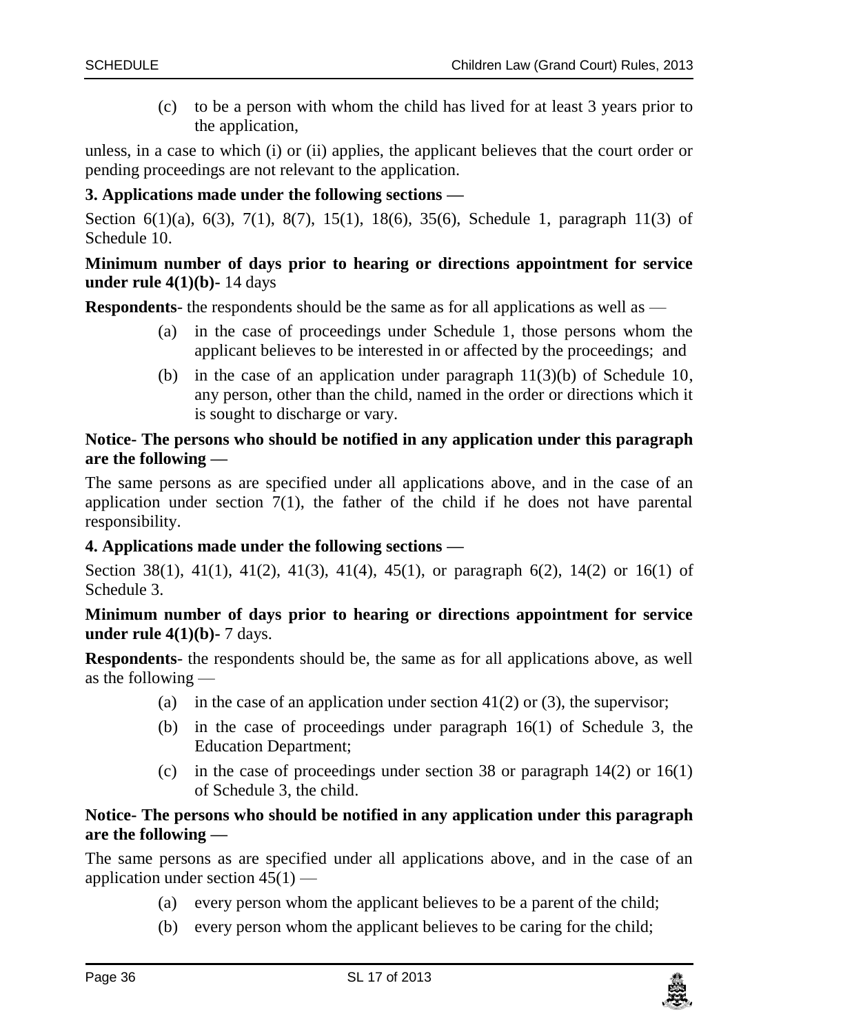(c) to be a person with whom the child has lived for at least 3 years prior to the application,

unless, in a case to which (i) or (ii) applies, the applicant believes that the court order or pending proceedings are not relevant to the application.

**3. Applications made under the following sections —**

Section 6(1)(a), 6(3), 7(1), 8(7), 15(1), 18(6), 35(6), Schedule 1, paragraph 11(3) of Schedule 10.

**Minimum number of days prior to hearing or directions appointment for service under rule 4(1)(b)-** 14 days

**Respondents**- the respondents should be the same as for all applications as well as —

(a) in the case of proceedings under Schedule 1, those persons whom the applicant believes to be interested in or affected by the proceedings; and

(b) in the case of an application under paragraph 11(3)(b) of Schedule 10, any person, other than the child, named in the order or directions which it is sought to discharge or vary.

**Notice- The persons who should be notified in any application under this paragraph are the following —**

The same persons as are specified under all applications above, and in the case of an application under section 7(1), the father of the child if he does not have parental responsibility.

**4. Applications made under the following sections —**

Section 38(1), 41(1), 41(2), 41(3), 41(4), 45(1), or paragraph 6(2), 14(2) or 16(1) of Schedule 3.

**Minimum number of days prior to hearing or directions appointment for service under rule 4(1)(b)-** 7 days.

**Respondents**- the respondents should be, the same as for all applications above, as well as the following —

(a) in the case of an application under section 41(2) or (3), the supervisor;

(b) in the case of proceedings under paragraph 16(1) of Schedule 3, the Education Department;

(c) in the case of proceedings under section 38 or paragraph 14(2) or 16(1) of Schedule 3, the child.

**Notice- The persons who should be notified in any application under this paragraph are the following —**

The same persons as are specified under all applications above, and in the case of an application under section 45(1) —

(a) every person whom the applicant believes to be a parent of the child;

(b) every person whom the applicant believes to be caring for the child;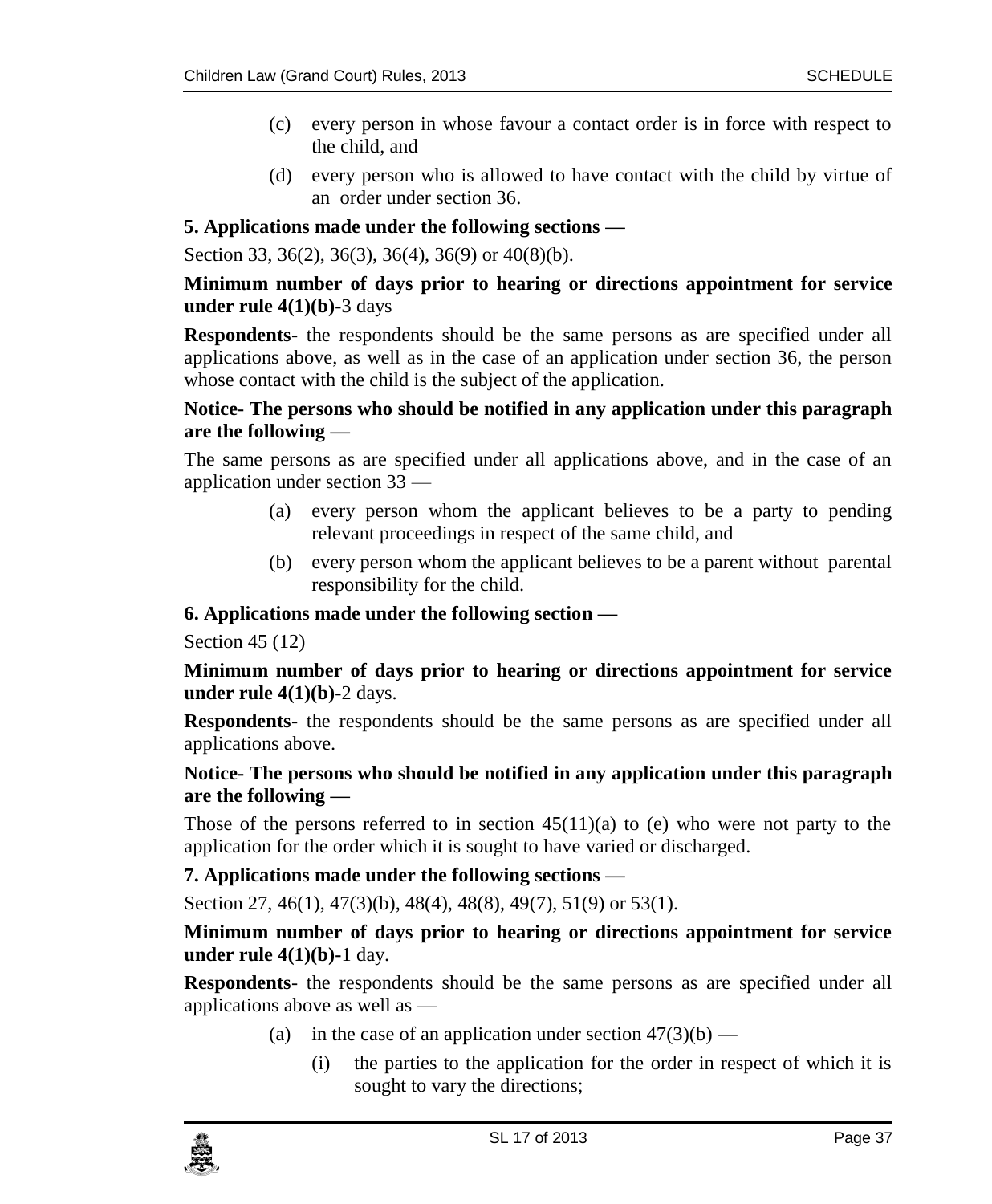(c) every person in whose favour a contact order is in force with respect to the child, and

(d) every person who is allowed to have contact with the child by virtue of an order under section 36.

**5. Applications made under the following sections —**

Section 33, 36(2), 36(3), 36(4), 36(9) or 40(8)(b).

**Minimum number of days prior to hearing or directions appointment for service under rule 4(1)(b)-**3 days

**Respondents**- the respondents should be the same persons as are specified under all applications above, as well as in the case of an application under section 36, the person whose contact with the child is the subject of the application.

**Notice- The persons who should be notified in any application under this paragraph are the following —**

The same persons as are specified under all applications above, and in the case of an application under section 33 —

(a) every person whom the applicant believes to be a party to pending relevant proceedings in respect of the same child, and

(b) every person whom the applicant believes to be a parent without parental responsibility for the child.

**6. Applications made under the following section —**

Section 45 (12)

**Minimum number of days prior to hearing or directions appointment for service under rule 4(1)(b)-**2 days.

**Respondents**- the respondents should be the same persons as are specified under all applications above.

**Notice- The persons who should be notified in any application under this paragraph are the following —**

Those of the persons referred to in section 45(11)(a) to (e) who were not party to the application for the order which it is sought to have varied or discharged.

**7. Applications made under the following sections —**

Section 27, 46(1), 47(3)(b), 48(4), 48(8), 49(7), 51(9) or 53(1).

**Minimum number of days prior to hearing or directions appointment for service under rule 4(1)(b)-**1 day.

**Respondents**- the respondents should be the same persons as are specified under all applications above as well as —

(a) in the case of an application under section 47(3)(b) —

(i) the parties to the application for the order in respect of which it is sought to vary the directions;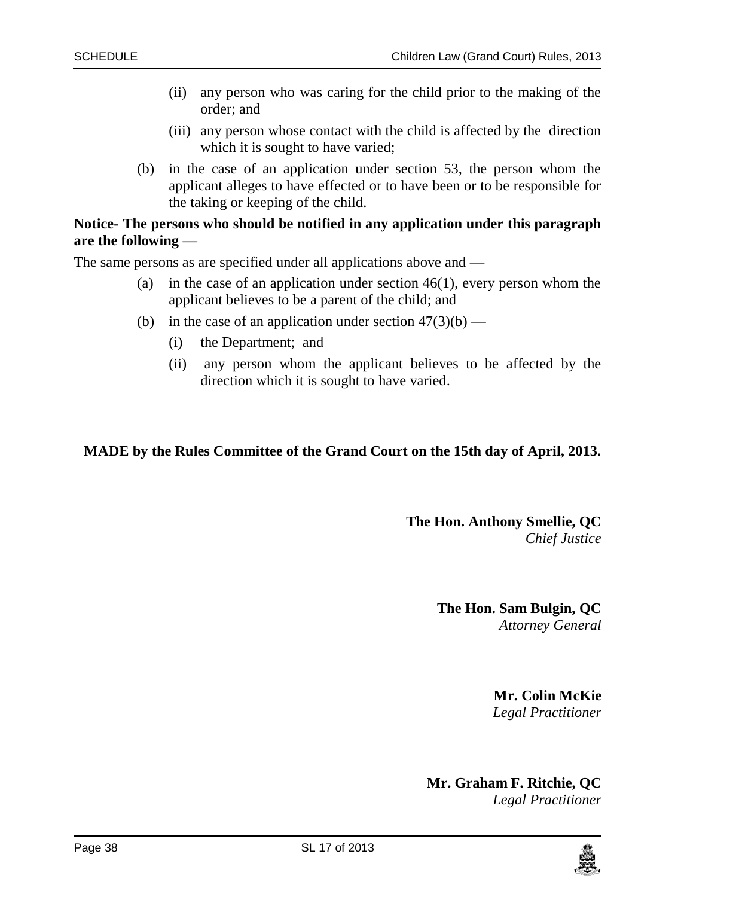(ii) any person who was caring for the child prior to the making of the order; and

(iii) any person whose contact with the child is affected by the direction which it is sought to have varied;

(b) in the case of an application under section 53, the person whom the applicant alleges to have effected or to have been or to be responsible for the taking or keeping of the child.

**Notice- The persons who should be notified in any application under this paragraph are the following —**

The same persons as are specified under all applications above and —

(a) in the case of an application under section 46(1), every person whom the applicant believes to be a parent of the child; and

(b) in the case of an application under section 47(3)(b) —

(i) the Department; and

(ii) any person whom the applicant believes to be affected by the direction which it is sought to have varied.

**MADE by the Rules Committee of the Grand Court on the 15th day of April, 2013.**

**The Hon. Anthony Smellie, QC**
*Chief Justice*

**The Hon. Sam Bulgin, QC**
*Attorney General*

**Mr. Colin McKie**
*Legal Practitioner*

**Mr. Graham F. Ritchie, QC**
*Legal Practitioner*